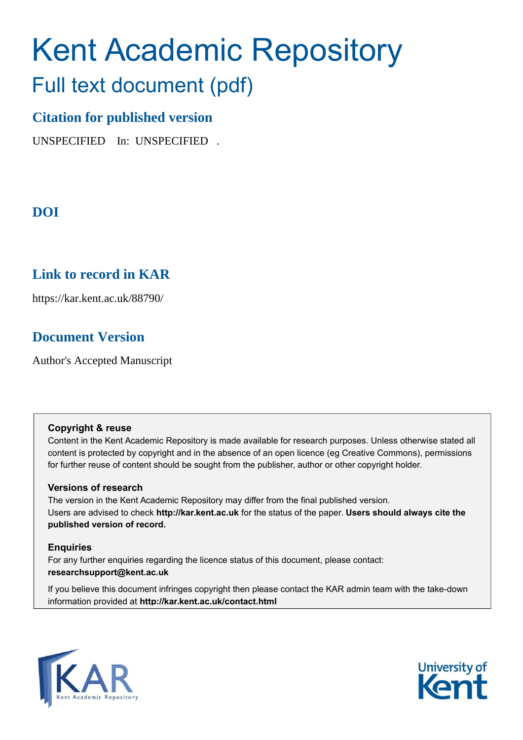# Kent Academic Repository

## Full text document (pdf)

### Citation for published version

UNSPECIFIED In: UNSPECIFIED .

### DOI

### Link to record in KAR

https://kar.kent.ac.uk/88790/

### Document Version

Author's Accepted Manuscript

**Copyright & reuse**

Content in the Kent Academic Repository is made available for research purposes. Unless otherwise stated all content is protected by copyright and in the absence of an open licence (eg Creative Commons), permissions for further reuse of content should be sought from the publisher, author or other copyright holder.

**Versions of research**

The version in the Kent Academic Repository may differ from the final published version.
Users are advised to check **http://kar.kent.ac.uk** for the status of the paper. **Users should always cite the published version of record.**

**Enquiries**

For any further enquiries regarding the licence status of this document, please contact:
**researchsupport@kent.ac.uk**

If you believe this document infringes copyright then please contact the KAR admin team with the take-down information provided at **http://kar.kent.ac.uk/contact.html**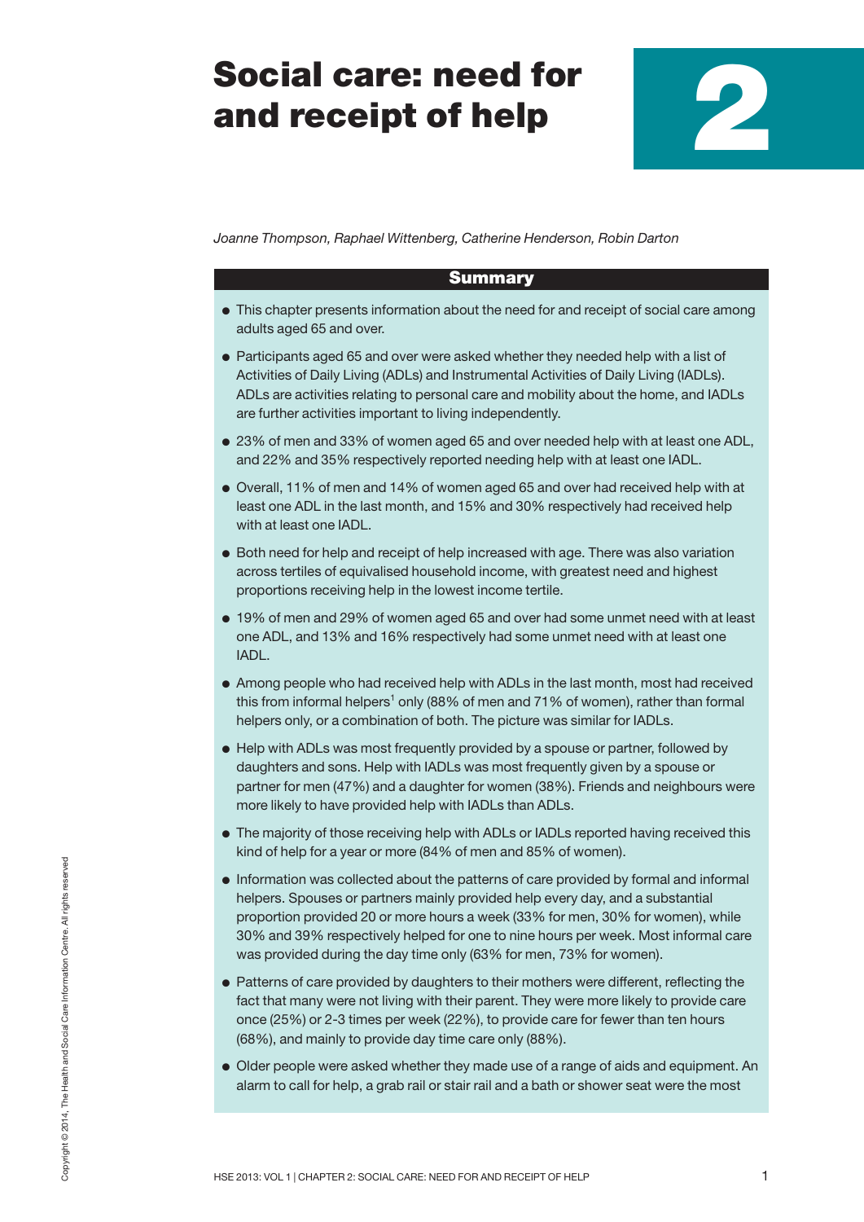# Social care: need for and receipt of help

# 2

*Joanne Thompson, Raphael Wittenberg, Catherine Henderson, Robin Darton*

## Summary

- This chapter presents information about the need for and receipt of social care among adults aged 65 and over.
- Participants aged 65 and over were asked whether they needed help with a list of Activities of Daily Living (ADLs) and Instrumental Activities of Daily Living (IADLs). ADLs are activities relating to personal care and mobility about the home, and IADLs are further activities important to living independently.
- 23% of men and 33% of women aged 65 and over needed help with at least one ADL, and 22% and 35% respectively reported needing help with at least one IADL.
- Overall, 11% of men and 14% of women aged 65 and over had received help with at least one ADL in the last month, and 15% and 30% respectively had received help with at least one IADL.
- Both need for help and receipt of help increased with age. There was also variation across tertiles of equivalised household income, with greatest need and highest proportions receiving help in the lowest income tertile.
- 19% of men and 29% of women aged 65 and over had some unmet need with at least one ADL, and 13% and 16% respectively had some unmet need with at least one IADL.
- Among people who had received help with ADLs in the last month, most had received this from informal helpers[1] only (88% of men and 71% of women), rather than formal helpers only, or a combination of both. The picture was similar for IADLs.
- Help with ADLs was most frequently provided by a spouse or partner, followed by daughters and sons. Help with IADLs was most frequently given by a spouse or partner for men (47%) and a daughter for women (38%). Friends and neighbours were more likely to have provided help with IADLs than ADLs.
- The majority of those receiving help with ADLs or IADLs reported having received this kind of help for a year or more (84% of men and 85% of women).
- Information was collected about the patterns of care provided by formal and informal helpers. Spouses or partners mainly provided help every day, and a substantial proportion provided 20 or more hours a week (33% for men, 30% for women), while 30% and 39% respectively helped for one to nine hours per week. Most informal care was provided during the day time only (63% for men, 73% for women).
- Patterns of care provided by daughters to their mothers were different, reflecting the fact that many were not living with their parent. They were more likely to provide care once (25%) or 2-3 times per week (22%), to provide care for fewer than ten hours (68%), and mainly to provide day time care only (88%).
- Older people were asked whether they made use of a range of aids and equipment. An alarm to call for help, a grab rail or stair rail and a bath or shower seat were the most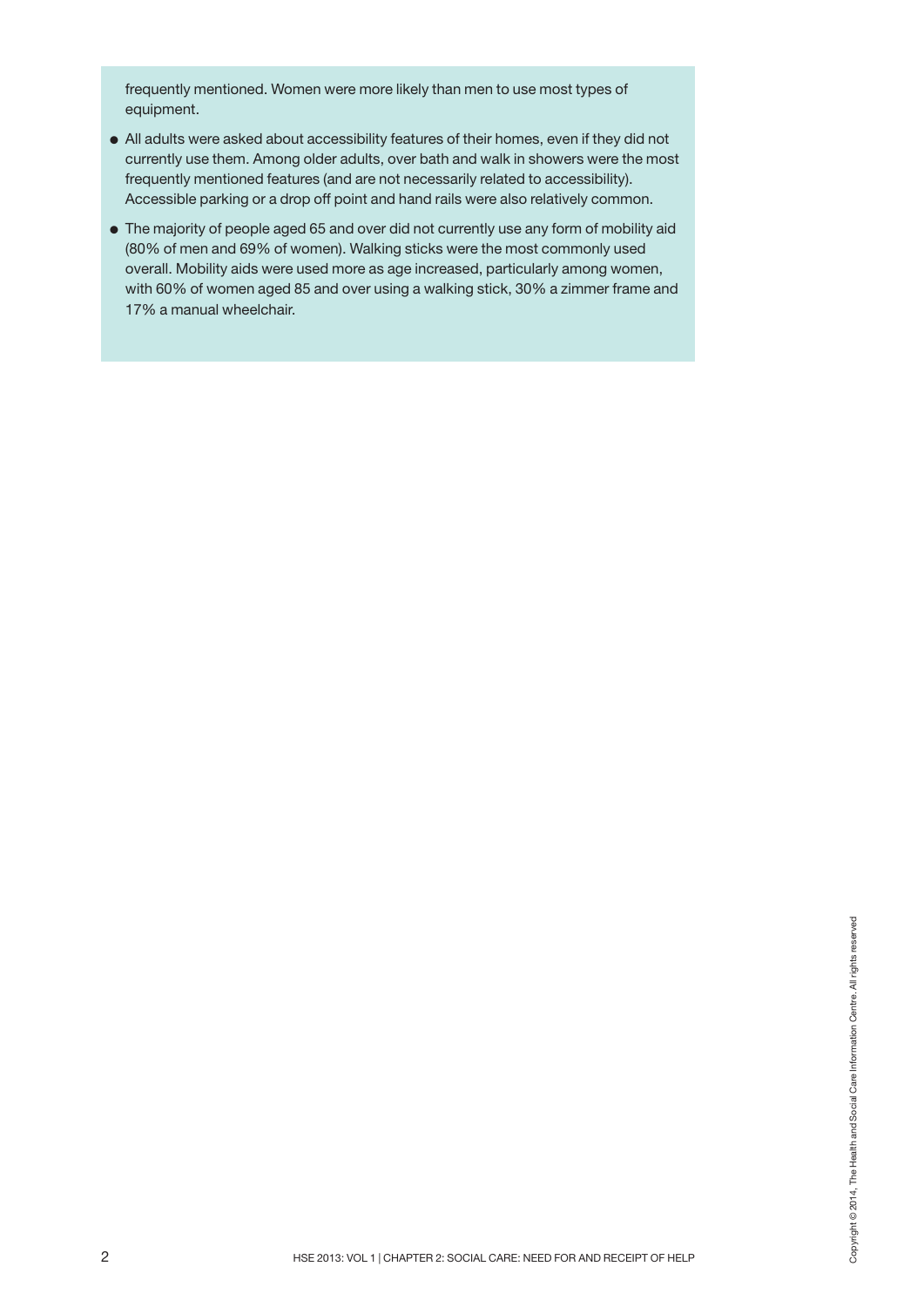frequently mentioned. Women were more likely than men to use most types of equipment.

- All adults were asked about accessibility features of their homes, even if they did not currently use them. Among older adults, over bath and walk in showers were the most frequently mentioned features (and are not necessarily related to accessibility). Accessible parking or a drop off point and hand rails were also relatively common.
- The majority of people aged 65 and over did not currently use any form of mobility aid (80% of men and 69% of women). Walking sticks were the most commonly used overall. Mobility aids were used more as age increased, particularly among women, with 60% of women aged 85 and over using a walking stick, 30% a zimmer frame and 17% a manual wheelchair.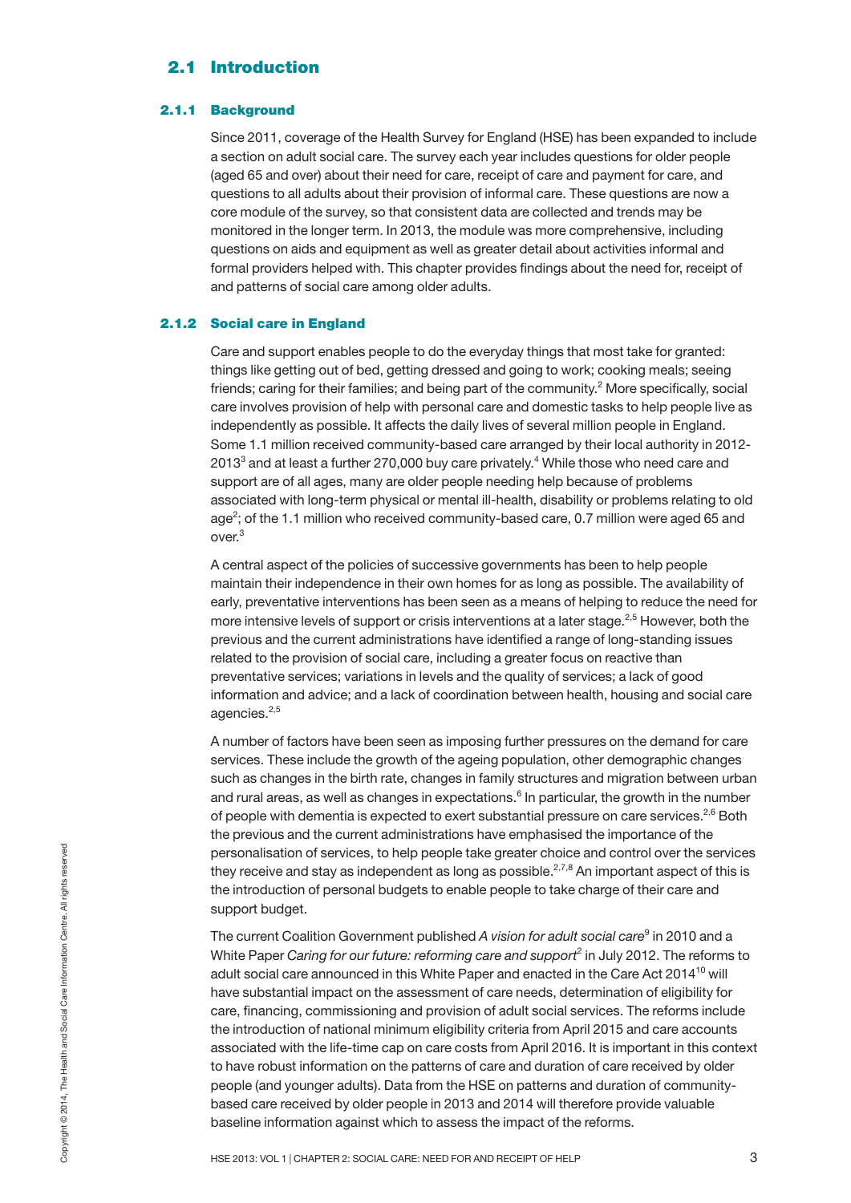## 2.1 Introduction

### 2.1.1 Background

Since 2011, coverage of the Health Survey for England (HSE) has been expanded to include a section on adult social care. The survey each year includes questions for older people (aged 65 and over) about their need for care, receipt of care and payment for care, and questions to all adults about their provision of informal care. These questions are now a core module of the survey, so that consistent data are collected and trends may be monitored in the longer term. In 2013, the module was more comprehensive, including questions on aids and equipment as well as greater detail about activities informal and formal providers helped with. This chapter provides findings about the need for, receipt of and patterns of social care among older adults.

### 2.1.2 Social care in England

Care and support enables people to do the everyday things that most take for granted: things like getting out of bed, getting dressed and going to work; cooking meals; seeing friends; caring for their families; and being part of the community.[2] More specifically, social care involves provision of help with personal care and domestic tasks to help people live as independently as possible. It affects the daily lives of several million people in England. Some 1.1 million received community-based care arranged by their local authority in 2012-2013[3] and at least a further 270,000 buy care privately.[4] While those who need care and support are of all ages, many are older people needing help because of problems associated with long-term physical or mental ill-health, disability or problems relating to old age[2]; of the 1.1 million who received community-based care, 0.7 million were aged 65 and over.[3]

A central aspect of the policies of successive governments has been to help people maintain their independence in their own homes for as long as possible. The availability of early, preventative interventions has been seen as a means of helping to reduce the need for more intensive levels of support or crisis interventions at a later stage.[2,5] However, both the previous and the current administrations have identified a range of long-standing issues related to the provision of social care, including a greater focus on reactive than preventative services; variations in levels and the quality of services; a lack of good information and advice; and a lack of coordination between health, housing and social care agencies.[2,5]

A number of factors have been seen as imposing further pressures on the demand for care services. These include the growth of the ageing population, other demographic changes such as changes in the birth rate, changes in family structures and migration between urban and rural areas, as well as changes in expectations.[6] In particular, the growth in the number of people with dementia is expected to exert substantial pressure on care services.[2,6] Both the previous and the current administrations have emphasised the importance of the personalisation of services, to help people take greater choice and control over the services they receive and stay as independent as long as possible.[2,7,8] An important aspect of this is the introduction of personal budgets to enable people to take charge of their care and support budget.

The current Coalition Government published *A vision for adult social care*[9] in 2010 and a White Paper *Caring for our future: reforming care and support*[2] in July 2012. The reforms to adult social care announced in this White Paper and enacted in the Care Act 2014[10] will have substantial impact on the assessment of care needs, determination of eligibility for care, financing, commissioning and provision of adult social services. The reforms include the introduction of national minimum eligibility criteria from April 2015 and care accounts associated with the life-time cap on care costs from April 2016. It is important in this context to have robust information on the patterns of care and duration of care received by older people (and younger adults). Data from the HSE on patterns and duration of community-based care received by older people in 2013 and 2014 will therefore provide valuable baseline information against which to assess the impact of the reforms.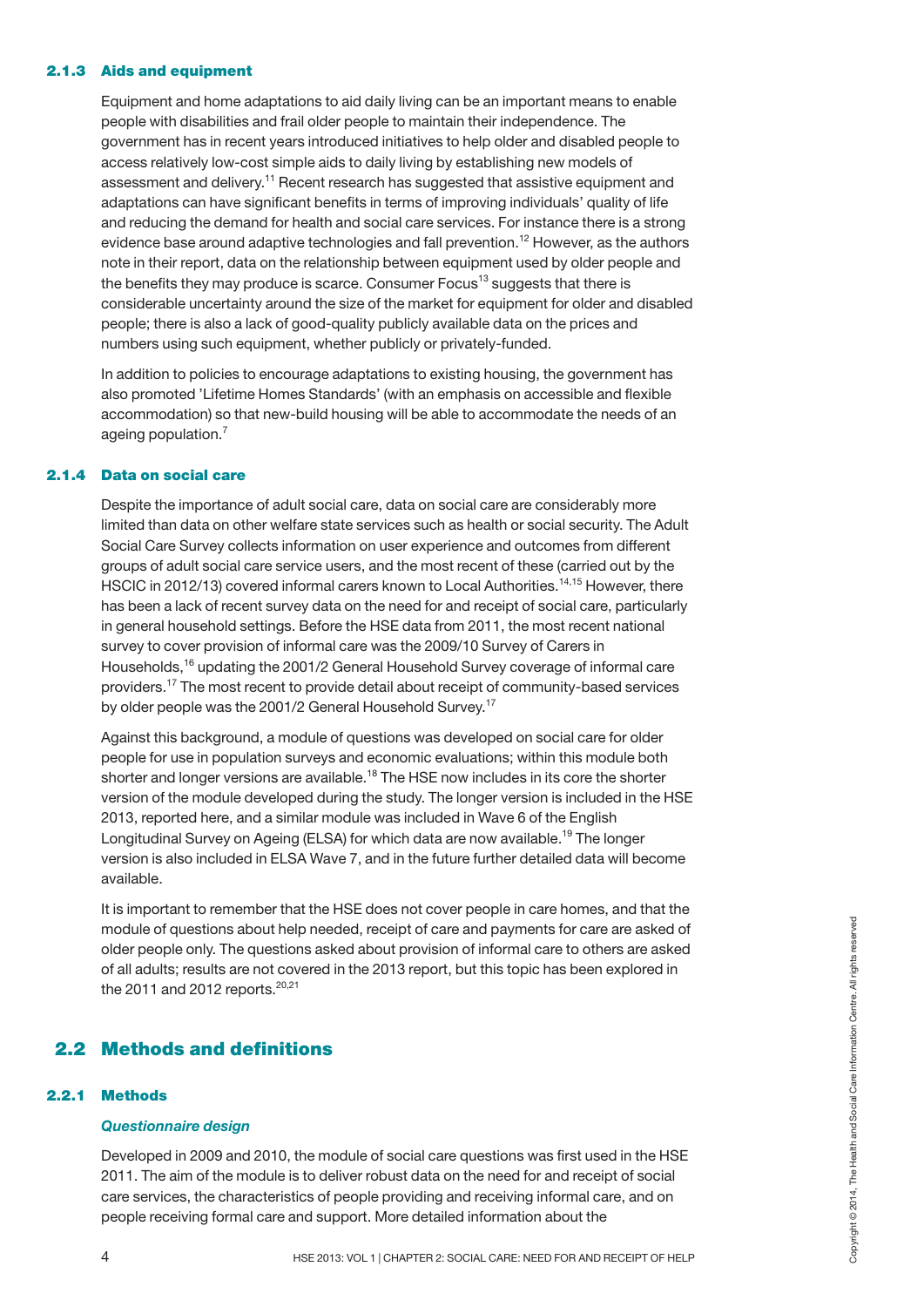### 2.1.3 Aids and equipment

Equipment and home adaptations to aid daily living can be an important means to enable people with disabilities and frail older people to maintain their independence. The government has in recent years introduced initiatives to help older and disabled people to access relatively low-cost simple aids to daily living by establishing new models of assessment and delivery.[11] Recent research has suggested that assistive equipment and adaptations can have significant benefits in terms of improving individuals' quality of life and reducing the demand for health and social care services. For instance there is a strong evidence base around adaptive technologies and fall prevention.[12] However, as the authors note in their report, data on the relationship between equipment used by older people and the benefits they may produce is scarce. Consumer Focus[13] suggests that there is considerable uncertainty around the size of the market for equipment for older and disabled people; there is also a lack of good-quality publicly available data on the prices and numbers using such equipment, whether publicly or privately-funded.

In addition to policies to encourage adaptations to existing housing, the government has also promoted 'Lifetime Homes Standards' (with an emphasis on accessible and flexible accommodation) so that new-build housing will be able to accommodate the needs of an ageing population.[7]

### 2.1.4 Data on social care

Despite the importance of adult social care, data on social care are considerably more limited than data on other welfare state services such as health or social security. The Adult Social Care Survey collects information on user experience and outcomes from different groups of adult social care service users, and the most recent of these (carried out by the HSCIC in 2012/13) covered informal carers known to Local Authorities.[14,15] However, there has been a lack of recent survey data on the need for and receipt of social care, particularly in general household settings. Before the HSE data from 2011, the most recent national survey to cover provision of informal care was the 2009/10 Survey of Carers in Households,[16] updating the 2001/2 General Household Survey coverage of informal care providers.[17] The most recent to provide detail about receipt of community-based services by older people was the 2001/2 General Household Survey.[17]

Against this background, a module of questions was developed on social care for older people for use in population surveys and economic evaluations; within this module both shorter and longer versions are available.[18] The HSE now includes in its core the shorter version of the module developed during the study. The longer version is included in the HSE 2013, reported here, and a similar module was included in Wave 6 of the English Longitudinal Survey on Ageing (ELSA) for which data are now available.[19] The longer version is also included in ELSA Wave 7, and in the future further detailed data will become available.

It is important to remember that the HSE does not cover people in care homes, and that the module of questions about help needed, receipt of care and payments for care are asked of older people only. The questions asked about provision of informal care to others are asked of all adults; results are not covered in the 2013 report, but this topic has been explored in the 2011 and 2012 reports.[20,21]

## 2.2 Methods and definitions

### 2.2.1 Methods

***Questionnaire design***

Developed in 2009 and 2010, the module of social care questions was first used in the HSE 2011. The aim of the module is to deliver robust data on the need for and receipt of social care services, the characteristics of people providing and receiving informal care, and on people receiving formal care and support. More detailed information about the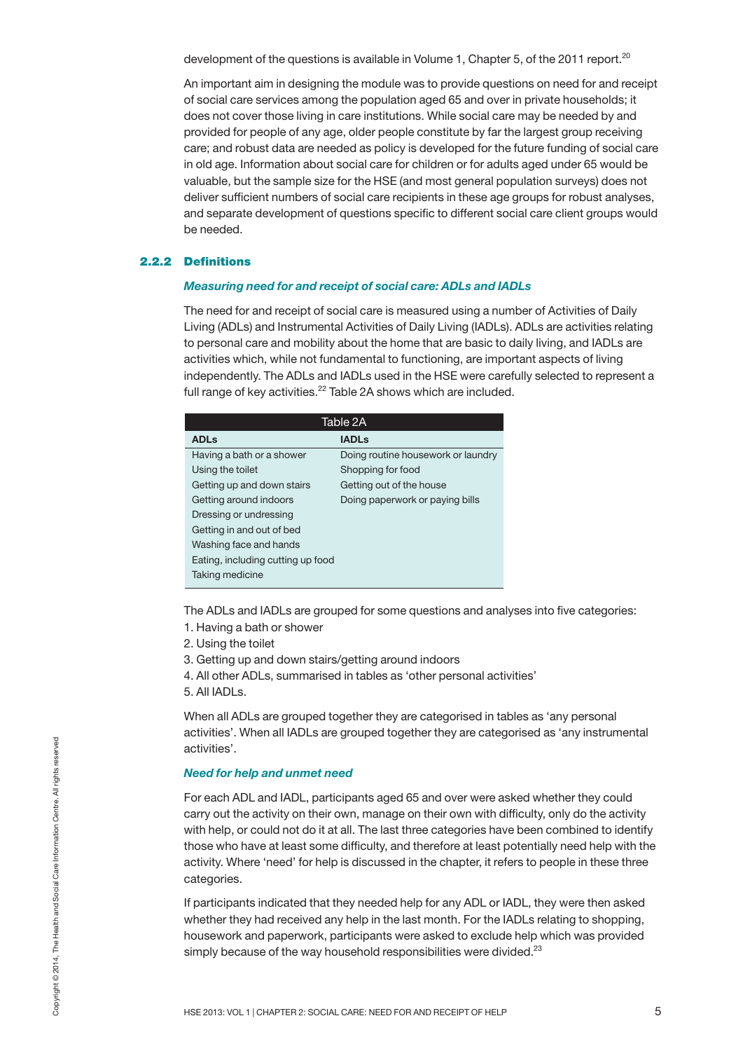development of the questions is available in Volume 1, Chapter 5, of the 2011 report.[20]

An important aim in designing the module was to provide questions on need for and receipt of social care services among the population aged 65 and over in private households; it does not cover those living in care institutions. While social care may be needed by and provided for people of any age, older people constitute by far the largest group receiving care; and robust data are needed as policy is developed for the future funding of social care in old age. Information about social care for children or for adults aged under 65 would be valuable, but the sample size for the HSE (and most general population surveys) does not deliver sufficient numbers of social care recipients in these age groups for robust analyses, and separate development of questions specific to different social care client groups would be needed.

### 2.2.2 Definitions

***Measuring need for and receipt of social care: ADLs and IADLs***

The need for and receipt of social care is measured using a number of Activities of Daily Living (ADLs) and Instrumental Activities of Daily Living (IADLs). ADLs are activities relating to personal care and mobility about the home that are basic to daily living, and IADLs are activities which, while not fundamental to functioning, are important aspects of living independently. The ADLs and IADLs used in the HSE were carefully selected to represent a full range of key activities.[22] Table 2A shows which are included.

Table 2A

| ADLs | IADLs |
|---|---|
| Having a bath or a shower | Doing routine housework or laundry |
| Using the toilet | Shopping for food |
| Getting up and down stairs | Getting out of the house |
| Getting around indoors | Doing paperwork or paying bills |
| Dressing or undressing | |
| Getting in and out of bed | |
| Washing face and hands | |
| Eating, including cutting up food | |
| Taking medicine | |

The ADLs and IADLs are grouped for some questions and analyses into five categories:

1. Having a bath or shower
2. Using the toilet
3. Getting up and down stairs/getting around indoors
4. All other ADLs, summarised in tables as 'other personal activities'
5. All IADLs.

When all ADLs are grouped together they are categorised in tables as 'any personal activities'. When all IADLs are grouped together they are categorised as 'any instrumental activities'.

***Need for help and unmet need***

For each ADL and IADL, participants aged 65 and over were asked whether they could carry out the activity on their own, manage on their own with difficulty, only do the activity with help, or could not do it at all. The last three categories have been combined to identify those who have at least some difficulty, and therefore at least potentially need help with the activity. Where 'need' for help is discussed in the chapter, it refers to people in these three categories.

If participants indicated that they needed help for any ADL or IADL, they were then asked whether they had received any help in the last month. For the IADLs relating to shopping, housework and paperwork, participants were asked to exclude help which was provided simply because of the way household responsibilities were divided.[23]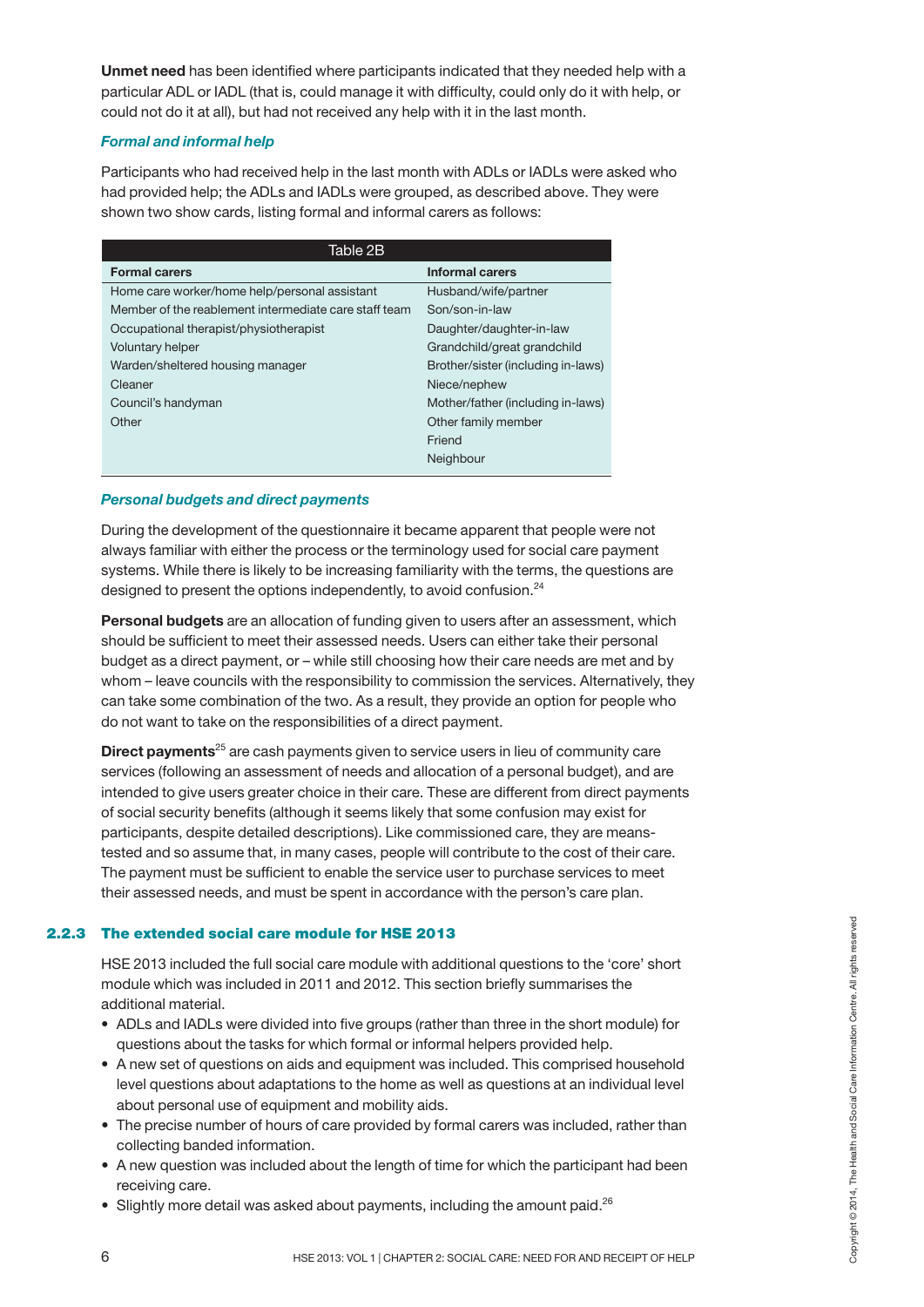**Unmet need** has been identified where participants indicated that they needed help with a particular ADL or IADL (that is, could manage it with difficulty, could only do it with help, or could not do it at all), but had not received any help with it in the last month.

#### *Formal and informal help*

Participants who had received help in the last month with ADLs or IADLs were asked who had provided help; the ADLs and IADLs were grouped, as described above. They were shown two show cards, listing formal and informal carers as follows:

Table 2B

| Formal carers | Informal carers |
|---|---|
| Home care worker/home help/personal assistant | Husband/wife/partner |
| Member of the reablement intermediate care staff team | Son/son-in-law |
| Occupational therapist/physiotherapist | Daughter/daughter-in-law |
| Voluntary helper | Grandchild/great grandchild |
| Warden/sheltered housing manager | Brother/sister (including in-laws) |
| Cleaner | Niece/nephew |
| Council's handyman | Mother/father (including in-laws) |
| Other | Other family member |
| | Friend |
| | Neighbour |

#### *Personal budgets and direct payments*

During the development of the questionnaire it became apparent that people were not always familiar with either the process or the terminology used for social care payment systems. While there is likely to be increasing familiarity with the terms, the questions are designed to present the options independently, to avoid confusion.[24]

**Personal budgets** are an allocation of funding given to users after an assessment, which should be sufficient to meet their assessed needs. Users can either take their personal budget as a direct payment, or – while still choosing how their care needs are met and by whom – leave councils with the responsibility to commission the services. Alternatively, they can take some combination of the two. As a result, they provide an option for people who do not want to take on the responsibilities of a direct payment.

**Direct payments**[25] are cash payments given to service users in lieu of community care services (following an assessment of needs and allocation of a personal budget), and are intended to give users greater choice in their care. These are different from direct payments of social security benefits (although it seems likely that some confusion may exist for participants, despite detailed descriptions). Like commissioned care, they are means-tested and so assume that, in many cases, people will contribute to the cost of their care. The payment must be sufficient to enable the service user to purchase services to meet their assessed needs, and must be spent in accordance with the person's care plan.

### 2.2.3 The extended social care module for HSE 2013

HSE 2013 included the full social care module with additional questions to the 'core' short module which was included in 2011 and 2012. This section briefly summarises the additional material.

- ADLs and IADLs were divided into five groups (rather than three in the short module) for questions about the tasks for which formal or informal helpers provided help.
- A new set of questions on aids and equipment was included. This comprised household level questions about adaptations to the home as well as questions at an individual level about personal use of equipment and mobility aids.
- The precise number of hours of care provided by formal carers was included, rather than collecting banded information.
- A new question was included about the length of time for which the participant had been receiving care.
- Slightly more detail was asked about payments, including the amount paid.[26]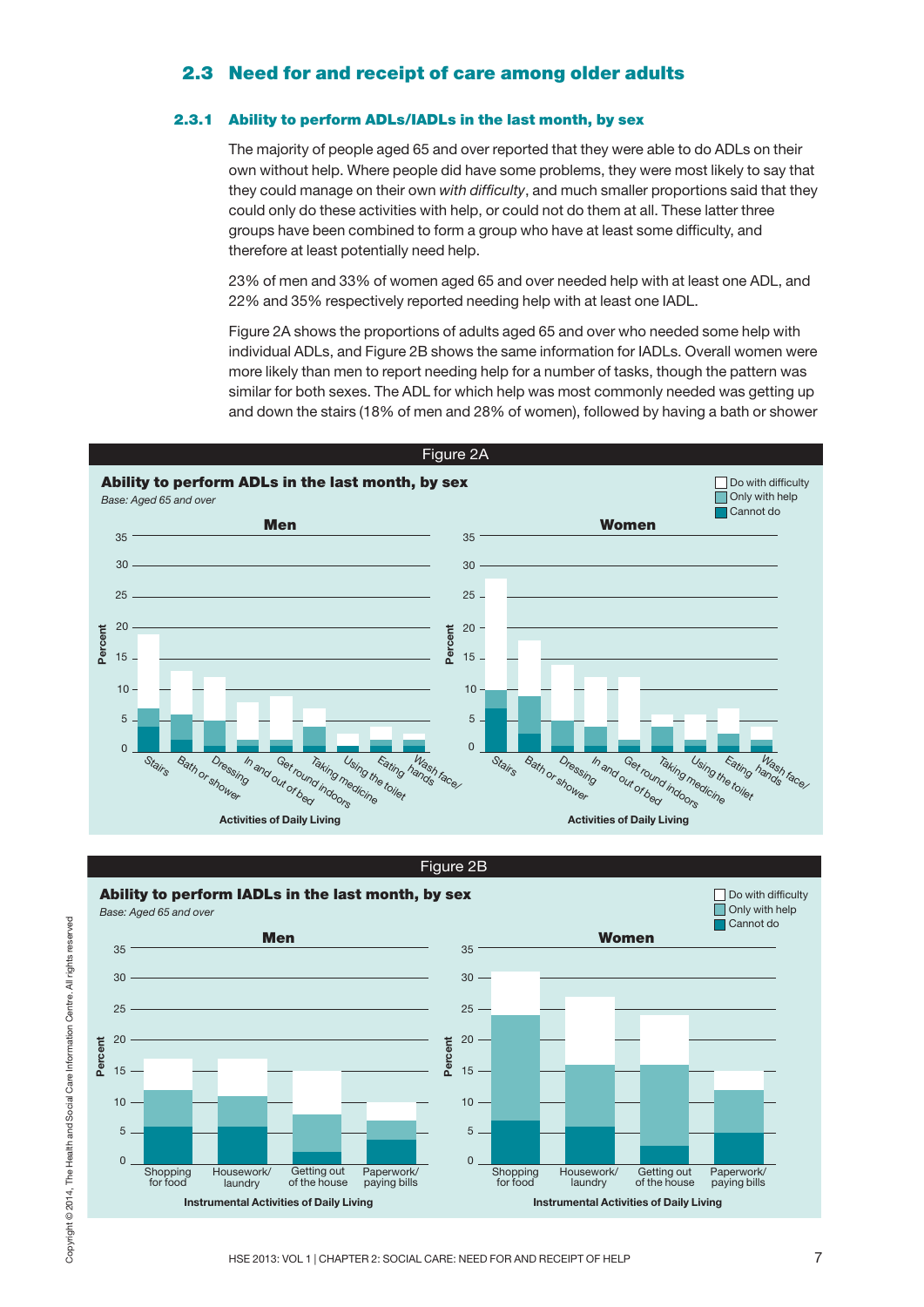## 2.3 Need for and receipt of care among older adults

### 2.3.1 Ability to perform ADLs/IADLs in the last month, by sex

The majority of people aged 65 and over reported that they were able to do ADLs on their own without help. Where people did have some problems, they were most likely to say that they could manage on their own *with difficulty*, and much smaller proportions said that they could only do these activities with help, or could not do them at all. These latter three groups have been combined to form a group who have at least some difficulty, and therefore at least potentially need help.

23% of men and 33% of women aged 65 and over needed help with at least one ADL, and 22% and 35% respectively reported needing help with at least one IADL.

Figure 2A shows the proportions of adults aged 65 and over who needed some help with individual ADLs, and Figure 2B shows the same information for IADLs. Overall women were more likely than men to report needing help for a number of tasks, though the pattern was similar for both sexes. The ADL for which help was most commonly needed was getting up and down the stairs (18% of men and 28% of women), followed by having a bath or shower

**Figure 2A**

**Ability to perform ADLs in the last month, by sex**

*Base: Aged 65 and over*

Legend: Do with difficulty; Only with help; Cannot do

Men / Women — Percent (0–35) — Activities of Daily Living: Stairs, Bath or shower, Dressing, In and out of bed, Get round indoors, Taking medicine, Using the toilet, Eating, Wash face/hands

**Figure 2B**

**Ability to perform IADLs in the last month, by sex**

*Base: Aged 65 and over*

Legend: Do with difficulty; Only with help; Cannot do

Men / Women — Percent (0–35) — Instrumental Activities of Daily Living: Shopping for food, Housework/laundry, Getting out of the house, Paperwork/paying bills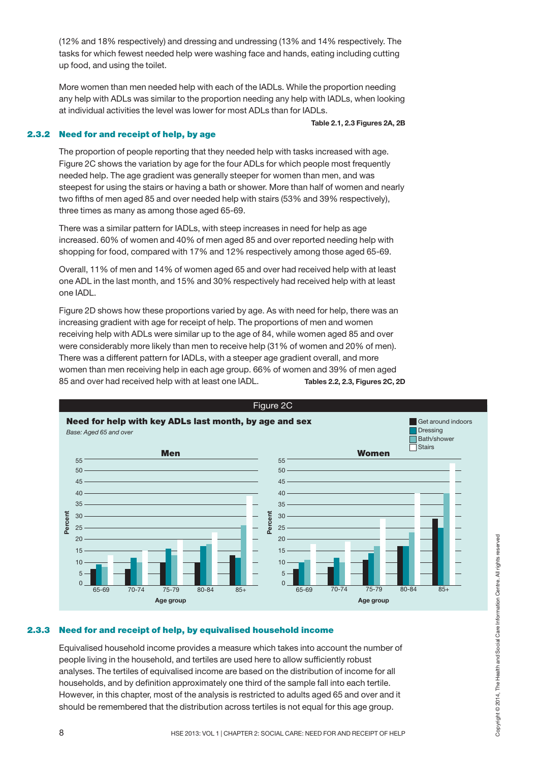(12% and 18% respectively) and dressing and undressing (13% and 14% respectively. The tasks for which fewest needed help were washing face and hands, eating including cutting up food, and using the toilet.

More women than men needed help with each of the IADLs. While the proportion needing any help with ADLs was similar to the proportion needing any help with IADLs, when looking at individual activities the level was lower for most ADLs than for IADLs.

**Table 2.1, 2.3 Figures 2A, 2B**

### 2.3.2 Need for and receipt of help, by age

The proportion of people reporting that they needed help with tasks increased with age. Figure 2C shows the variation by age for the four ADLs for which people most frequently needed help. The age gradient was generally steeper for women than men, and was steepest for using the stairs or having a bath or shower. More than half of women and nearly two fifths of men aged 85 and over needed help with stairs (53% and 39% respectively), three times as many as among those aged 65-69.

There was a similar pattern for IADLs, with steep increases in need for help as age increased. 60% of women and 40% of men aged 85 and over reported needing help with shopping for food, compared with 17% and 12% respectively among those aged 65-69.

Overall, 11% of men and 14% of women aged 65 and over had received help with at least one ADL in the last month, and 15% and 30% respectively had received help with at least one IADL.

Figure 2D shows how these proportions varied by age. As with need for help, there was an increasing gradient with age for receipt of help. The proportions of men and women receiving help with ADLs were similar up to the age of 84, while women aged 85 and over were considerably more likely than men to receive help (31% of women and 20% of men). There was a different pattern for IADLs, with a steeper age gradient overall, and more women than men receiving help in each age group. 66% of women and 39% of men aged 85 and over had received help with at least one IADL.

**Tables 2.2, 2.3, Figures 2C, 2D**

Figure 2C

**Need for help with key ADLs last month, by age and sex**

*Base: Aged 65 and over*

### 2.3.3 Need for and receipt of help, by equivalised household income

Equivalised household income provides a measure which takes into account the number of people living in the household, and tertiles are used here to allow sufficiently robust analyses. The tertiles of equivalised income are based on the distribution of income for all households, and by definition approximately one third of the sample fall into each tertile. However, in this chapter, most of the analysis is restricted to adults aged 65 and over and it should be remembered that the distribution across tertiles is not equal for this age group.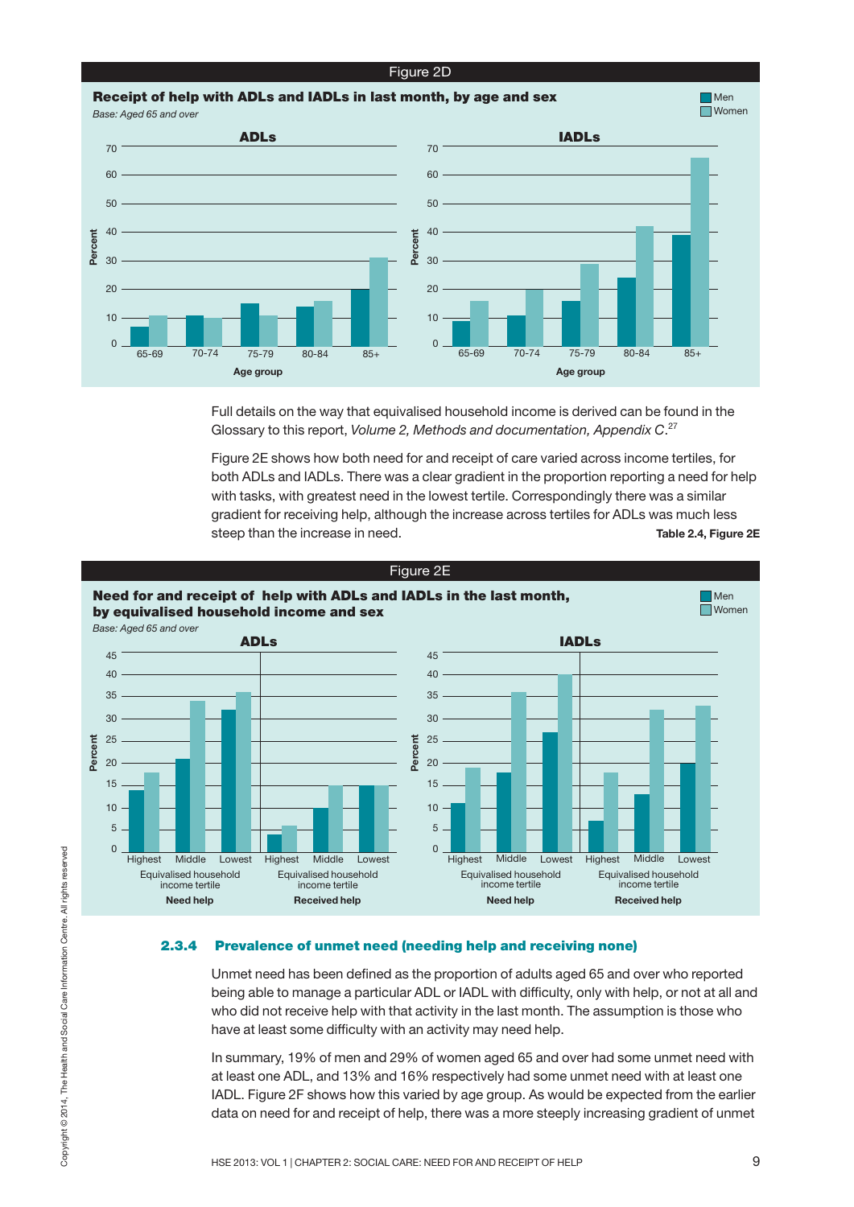Figure 2D

**Receipt of help with ADLs and IADLs in last month, by age and sex**

*Base: Aged 65 and over*

Full details on the way that equivalised household income is derived can be found in the Glossary to this report, *Volume 2, Methods and documentation, Appendix C*.[27]

Figure 2E shows how both need for and receipt of care varied across income tertiles, for both ADLs and IADLs. There was a clear gradient in the proportion reporting a need for help with tasks, with greatest need in the lowest tertile. Correspondingly there was a similar gradient for receiving help, although the increase across tertiles for ADLs was much less steep than the increase in need.

**Table 2.4, Figure 2E**

Figure 2E

**Need for and receipt of help with ADLs and IADLs in the last month, by equivalised household income and sex**

*Base: Aged 65 and over*

### 2.3.4 Prevalence of unmet need (needing help and receiving none)

Unmet need has been defined as the proportion of adults aged 65 and over who reported being able to manage a particular ADL or IADL with difficulty, only with help, or not at all and who did not receive help with that activity in the last month. The assumption is those who have at least some difficulty with an activity may need help.

In summary, 19% of men and 29% of women aged 65 and over had some unmet need with at least one ADL, and 13% and 16% respectively had some unmet need with at least one IADL. Figure 2F shows how this varied by age group. As would be expected from the earlier data on need for and receipt of help, there was a more steeply increasing gradient of unmet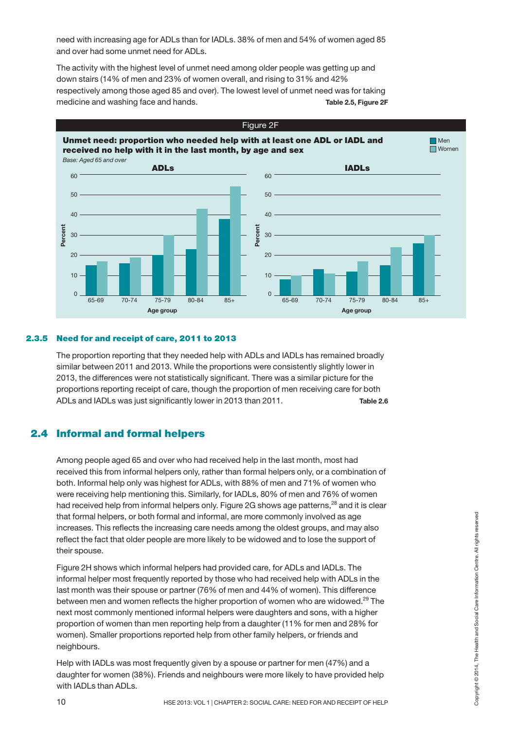need with increasing age for ADLs than for IADLs. 38% of men and 54% of women aged 85 and over had some unmet need for ADLs.

The activity with the highest level of unmet need among older people was getting up and down stairs (14% of men and 23% of women overall, and rising to 31% and 42% respectively among those aged 85 and over). The lowest level of unmet need was for taking medicine and washing face and hands. **Table 2.5, Figure 2F**

Figure 2F

**Unmet need: proportion who needed help with at least one ADL or IADL and received no help with it in the last month, by age and sex**

*Base: Aged 65 and over*

### 2.3.5 Need for and receipt of care, 2011 to 2013

The proportion reporting that they needed help with ADLs and IADLs has remained broadly similar between 2011 and 2013. While the proportions were consistently slightly lower in 2013, the differences were not statistically significant. There was a similar picture for the proportions reporting receipt of care, though the proportion of men receiving care for both ADLs and IADLs was just significantly lower in 2013 than 2011. **Table 2.6**

## 2.4 Informal and formal helpers

Among people aged 65 and over who had received help in the last month, most had received this from informal helpers only, rather than formal helpers only, or a combination of both. Informal help only was highest for ADLs, with 88% of men and 71% of women who were receiving help mentioning this. Similarly, for IADLs, 80% of men and 76% of women had received help from informal helpers only. Figure 2G shows age patterns,[28] and it is clear that formal helpers, or both formal and informal, are more commonly involved as age increases. This reflects the increasing care needs among the oldest groups, and may also reflect the fact that older people are more likely to be widowed and to lose the support of their spouse.

Figure 2H shows which informal helpers had provided care, for ADLs and IADLs. The informal helper most frequently reported by those who had received help with ADLs in the last month was their spouse or partner (76% of men and 44% of women). This difference between men and women reflects the higher proportion of women who are widowed.[29] The next most commonly mentioned informal helpers were daughters and sons, with a higher proportion of women than men reporting help from a daughter (11% for men and 28% for women). Smaller proportions reported help from other family helpers, or friends and neighbours.

Help with IADLs was most frequently given by a spouse or partner for men (47%) and a daughter for women (38%). Friends and neighbours were more likely to have provided help with IADLs than ADLs.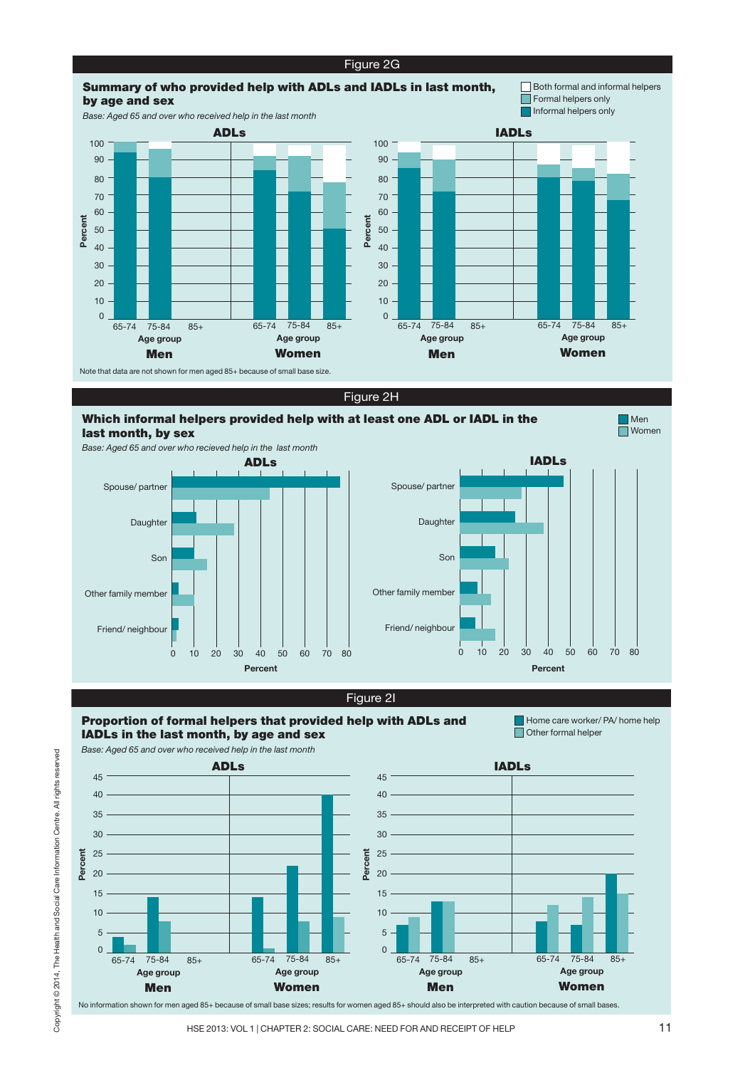## Figure 2G

**Summary of who provided help with ADLs and IADLs in last month, by age and sex**

*Base: Aged 65 and over who received help in the last month*

Both formal and informal helpers
Formal helpers only
Informal helpers only

ADLs | IADLs

Percent

Age group: 65-74, 75-84, 85+

Men | Women

Note that data are not shown for men aged 85+ because of small base size.

## Figure 2H

**Which informal helpers provided help with at least one ADL or IADL in the last month, by sex**

*Base: Aged 65 and over who recieved help in the last month*

Men
Women

ADLs | IADLs

Spouse/ partner
Daughter
Son
Other family member
Friend/ neighbour

Percent

## Figure 2I

**Proportion of formal helpers that provided help with ADLs and IADLs in the last month, by age and sex**

*Base: Aged 65 and over who received help in the last month*

Home care worker/ PA/ home help
Other formal helper

ADLs | IADLs

Percent

Age group: 65-74, 75-84, 85+

Men | Women

No information shown for men aged 85+ because of small base sizes; results for women aged 85+ should also be interpreted with caution because of small bases.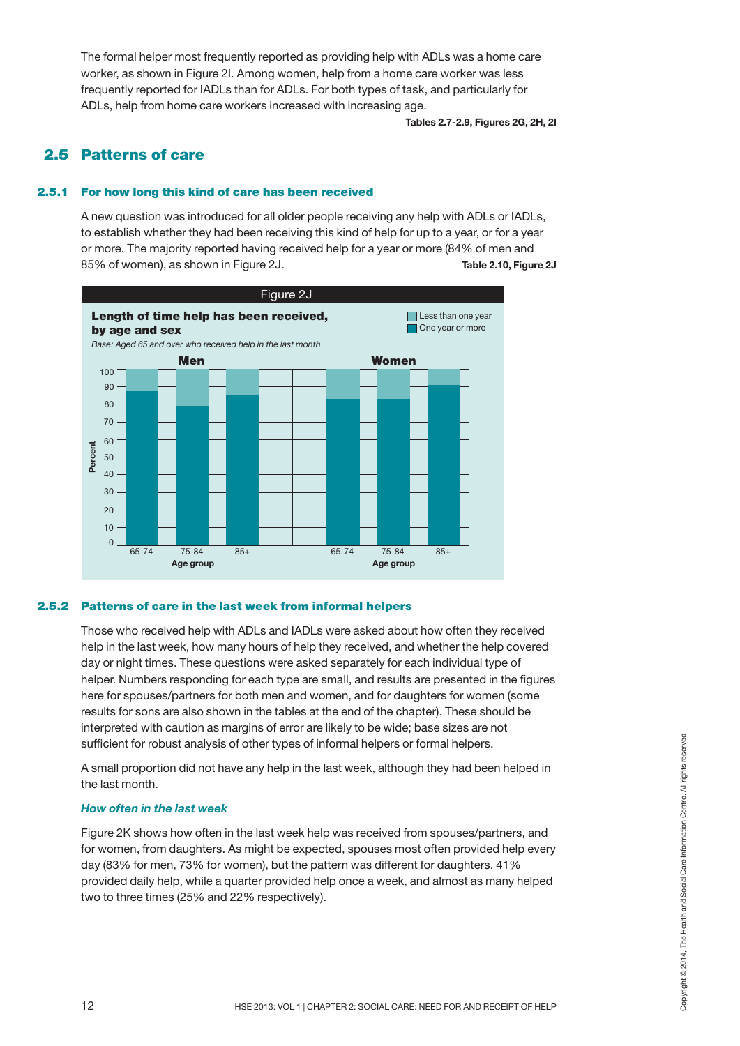The formal helper most frequently reported as providing help with ADLs was a home care worker, as shown in Figure 2I. Among women, help from a home care worker was less frequently reported for IADLs than for ADLs. For both types of task, and particularly for ADLs, help from home care workers increased with increasing age.

**Tables 2.7-2.9, Figures 2G, 2H, 2I**

## 2.5 Patterns of care

### 2.5.1 For how long this kind of care has been received

A new question was introduced for all older people receiving any help with ADLs or IADLs, to establish whether they had been receiving this kind of help for up to a year, or for a year or more. The majority reported having received help for a year or more (84% of men and 85% of women), as shown in Figure 2J. **Table 2.10, Figure 2J**

Figure 2J

**Length of time help has been received, by age and sex**

*Base: Aged 65 and over who received help in the last month*

### 2.5.2 Patterns of care in the last week from informal helpers

Those who received help with ADLs and IADLs were asked about how often they received help in the last week, how many hours of help they received, and whether the help covered day or night times. These questions were asked separately for each individual type of helper. Numbers responding for each type are small, and results are presented in the figures here for spouses/partners for both men and women, and for daughters for women (some results for sons are also shown in the tables at the end of the chapter). These should be interpreted with caution as margins of error are likely to be wide; base sizes are not sufficient for robust analysis of other types of informal helpers or formal helpers.

A small proportion did not have any help in the last week, although they had been helped in the last month.

***How often in the last week***

Figure 2K shows how often in the last week help was received from spouses/partners, and for women, from daughters. As might be expected, spouses most often provided help every day (83% for men, 73% for women), but the pattern was different for daughters. 41% provided daily help, while a quarter provided help once a week, and almost as many helped two to three times (25% and 22% respectively).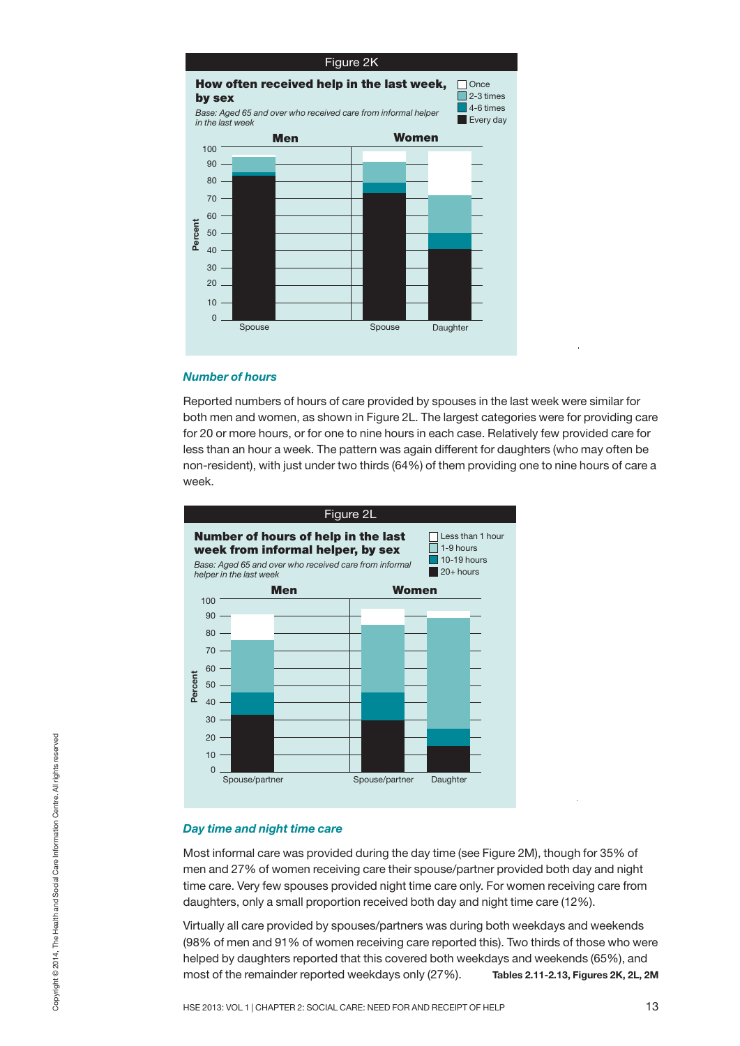Figure 2K

**How often received help in the last week, by sex**

*Base: Aged 65 and over who received care from informal helper in the last week*

Legend: Once; 2-3 times; 4-6 times; Every day

Men: Spouse — Women: Spouse, Daughter

Percent (0–100)

### *Number of hours*

Reported numbers of hours of care provided by spouses in the last week were similar for both men and women, as shown in Figure 2L. The largest categories were for providing care for 20 or more hours, or for one to nine hours in each case. Relatively few provided care for less than an hour a week. The pattern was again different for daughters (who may often be non-resident), with just under two thirds (64%) of them providing one to nine hours of care a week.

Figure 2L

**Number of hours of help in the last week from informal helper, by sex**

*Base: Aged 65 and over who received care from informal helper in the last week*

Legend: Less than 1 hour; 1-9 hours; 10-19 hours; 20+ hours

Men: Spouse/partner — Women: Spouse/partner, Daughter

Percent (0–100)

### *Day time and night time care*

Most informal care was provided during the day time (see Figure 2M), though for 35% of men and 27% of women receiving care their spouse/partner provided both day and night time care. Very few spouses provided night time care only. For women receiving care from daughters, only a small proportion received both day and night time care (12%).

Virtually all care provided by spouses/partners was during both weekdays and weekends (98% of men and 91% of women receiving care reported this). Two thirds of those who were helped by daughters reported that this covered both weekdays and weekends (65%), and most of the remainder reported weekdays only (27%). **Tables 2.11-2.13, Figures 2K, 2L, 2M**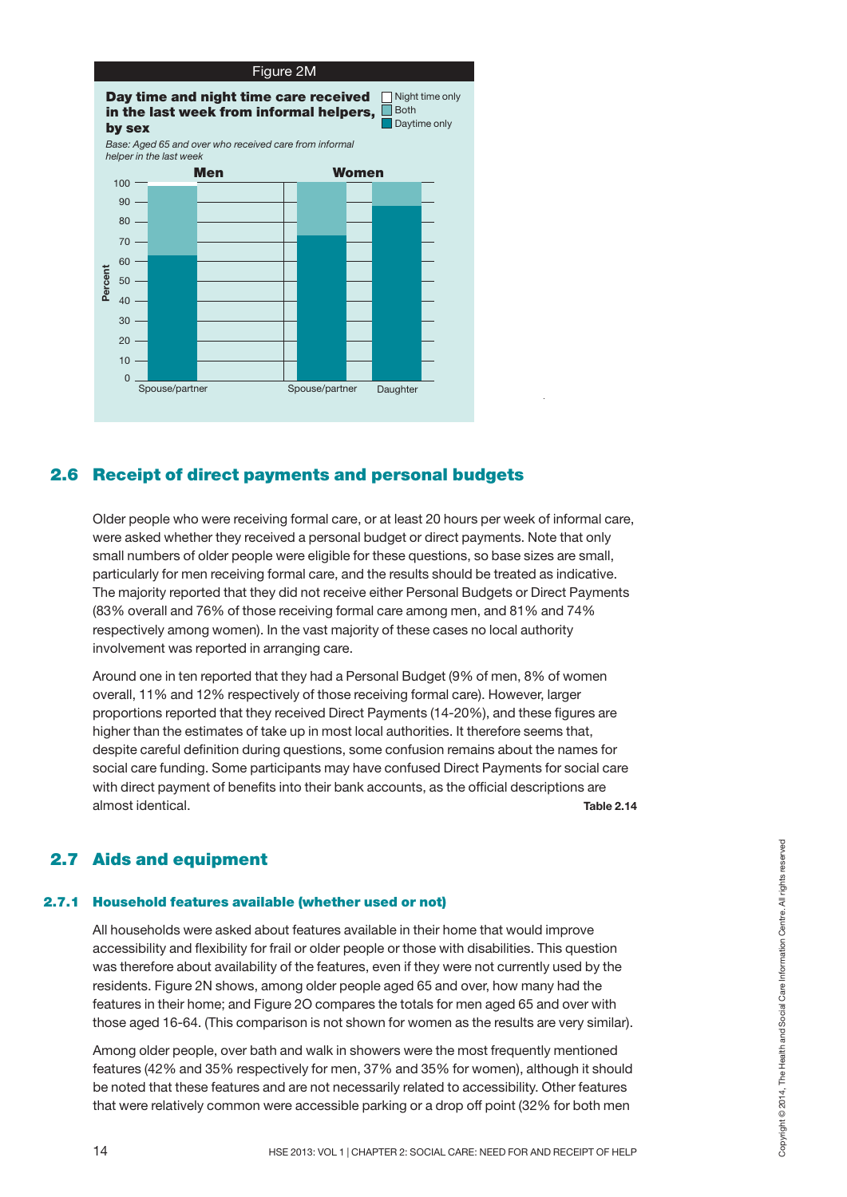Figure 2M

**Day time and night time care received in the last week from informal helpers, by sex**

*Base: Aged 65 and over who received care from informal helper in the last week*

Night time only | Both | Daytime only

Men: Spouse/partner — Women: Spouse/partner, Daughter

## 2.6 Receipt of direct payments and personal budgets

Older people who were receiving formal care, or at least 20 hours per week of informal care, were asked whether they received a personal budget or direct payments. Note that only small numbers of older people were eligible for these questions, so base sizes are small, particularly for men receiving formal care, and the results should be treated as indicative. The majority reported that they did not receive either Personal Budgets or Direct Payments (83% overall and 76% of those receiving formal care among men, and 81% and 74% respectively among women). In the vast majority of these cases no local authority involvement was reported in arranging care.

Around one in ten reported that they had a Personal Budget (9% of men, 8% of women overall, 11% and 12% respectively of those receiving formal care). However, larger proportions reported that they received Direct Payments (14-20%), and these figures are higher than the estimates of take up in most local authorities. It therefore seems that, despite careful definition during questions, some confusion remains about the names for social care funding. Some participants may have confused Direct Payments for social care with direct payment of benefits into their bank accounts, as the official descriptions are almost identical. **Table 2.14**

## 2.7 Aids and equipment

### 2.7.1 Household features available (whether used or not)

All households were asked about features available in their home that would improve accessibility and flexibility for frail or older people or those with disabilities. This question was therefore about availability of the features, even if they were not currently used by the residents. Figure 2N shows, among older people aged 65 and over, how many had the features in their home; and Figure 2O compares the totals for men aged 65 and over with those aged 16-64. (This comparison is not shown for women as the results are very similar).

Among older people, over bath and walk in showers were the most frequently mentioned features (42% and 35% respectively for men, 37% and 35% for women), although it should be noted that these features and are not necessarily related to accessibility. Other features that were relatively common were accessible parking or a drop off point (32% for both men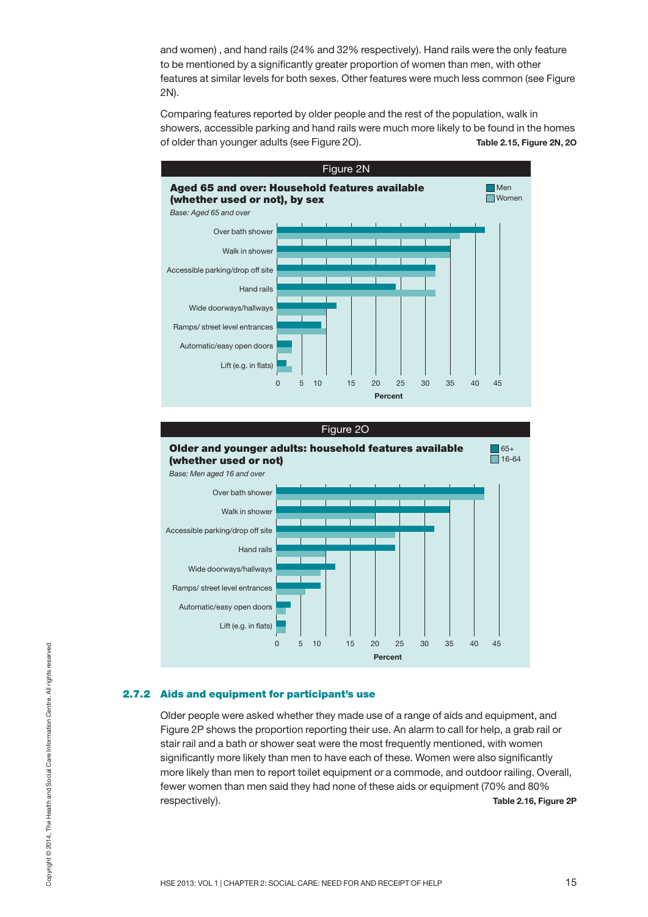and women) , and hand rails (24% and 32% respectively). Hand rails were the only feature to be mentioned by a significantly greater proportion of women than men, with other features at similar levels for both sexes. Other features were much less common (see Figure 2N).

Comparing features reported by older people and the rest of the population, walk in showers, accessible parking and hand rails were much more likely to be found in the homes of older than younger adults (see Figure 2O). **Table 2.15, Figure 2N, 2O**

Figure 2N

**Aged 65 and over: Household features available (whether used or not), by sex**

*Base: Aged 65 and over*

Figure 2O

**Older and younger adults: household features available (whether used or not)**

*Base: Men aged 16 and over*

## 2.7.2 Aids and equipment for participant's use

Older people were asked whether they made use of a range of aids and equipment, and Figure 2P shows the proportion reporting their use. An alarm to call for help, a grab rail or stair rail and a bath or shower seat were the most frequently mentioned, with women significantly more likely than men to report each of these. Women were also significantly more likely than men to report toilet equipment or a commode, and outdoor railing. Overall, fewer women than men said they had none of these aids or equipment (70% and 80% respectively). **Table 2.16, Figure 2P**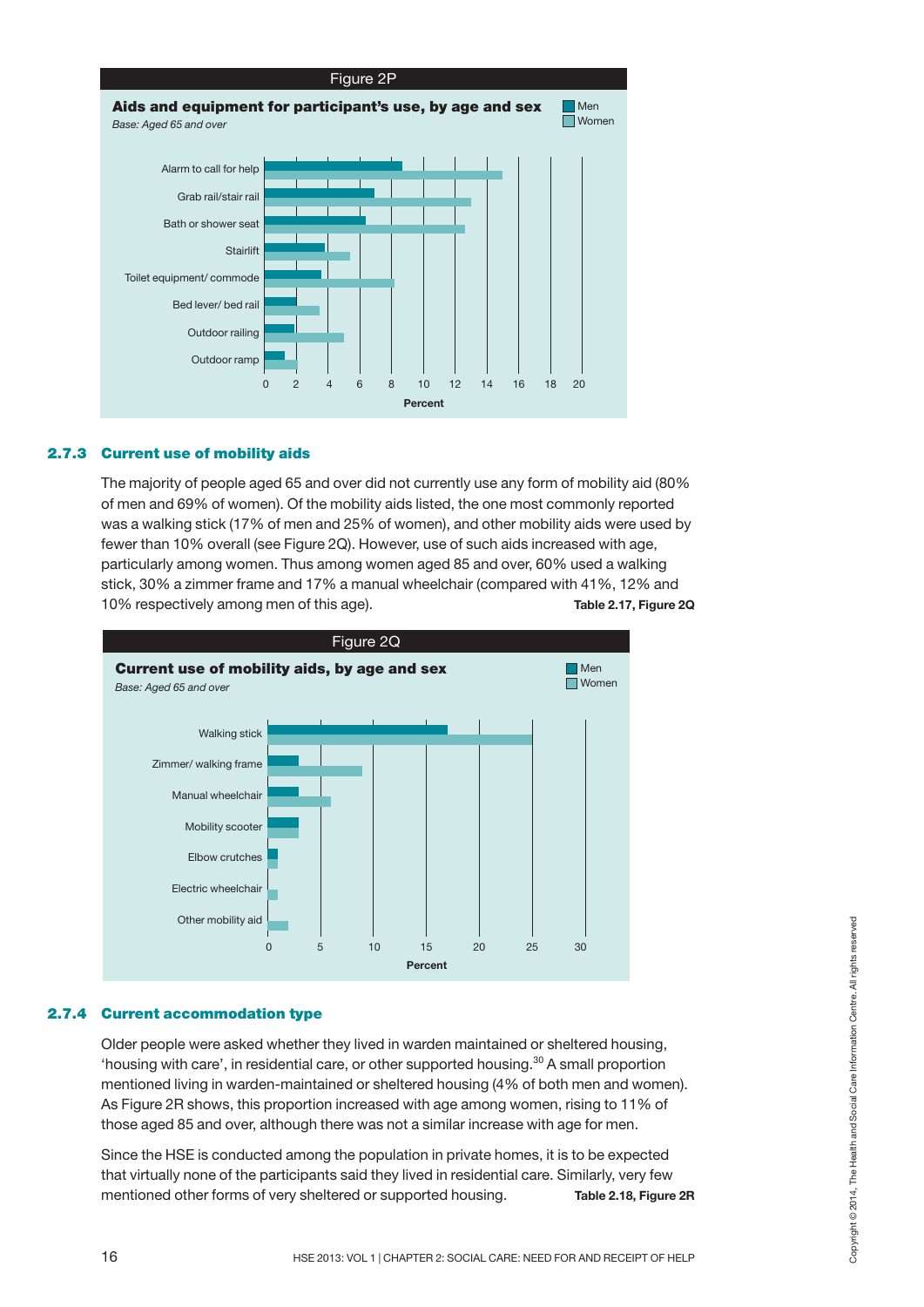Figure 2P

**Aids and equipment for participant's use, by age and sex**

*Base: Aged 65 and over*

Men / Women

Alarm to call for help; Grab rail/stair rail; Bath or shower seat; Stairlift; Toilet equipment/ commode; Bed lever/ bed rail; Outdoor railing; Outdoor ramp

0 2 4 6 8 10 12 14 16 18 20

Percent

### 2.7.3 Current use of mobility aids

The majority of people aged 65 and over did not currently use any form of mobility aid (80% of men and 69% of women). Of the mobility aids listed, the one most commonly reported was a walking stick (17% of men and 25% of women), and other mobility aids were used by fewer than 10% overall (see Figure 2Q). However, use of such aids increased with age, particularly among women. Thus among women aged 85 and over, 60% used a walking stick, 30% a zimmer frame and 17% a manual wheelchair (compared with 41%, 12% and 10% respectively among men of this age). **Table 2.17, Figure 2Q**

Figure 2Q

**Current use of mobility aids, by age and sex**

*Base: Aged 65 and over*

Men / Women

Walking stick; Zimmer/ walking frame; Manual wheelchair; Mobility scooter; Elbow crutches; Electric wheelchair; Other mobility aid

0 5 10 15 20 25 30

Percent

### 2.7.4 Current accommodation type

Older people were asked whether they lived in warden maintained or sheltered housing, 'housing with care', in residential care, or other supported housing.[30] A small proportion mentioned living in warden-maintained or sheltered housing (4% of both men and women). As Figure 2R shows, this proportion increased with age among women, rising to 11% of those aged 85 and over, although there was not a similar increase with age for men.

Since the HSE is conducted among the population in private homes, it is to be expected that virtually none of the participants said they lived in residential care. Similarly, very few mentioned other forms of very sheltered or supported housing. **Table 2.18, Figure 2R**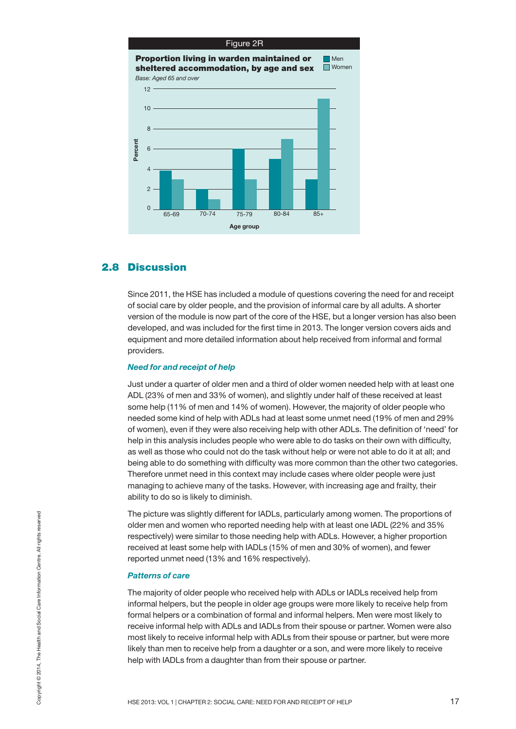Figure 2R

**Proportion living in warden maintained or sheltered accommodation, by age and sex**

*Base: Aged 65 and over*

## 2.8 Discussion

Since 2011, the HSE has included a module of questions covering the need for and receipt of social care by older people, and the provision of informal care by all adults. A shorter version of the module is now part of the core of the HSE, but a longer version has also been developed, and was included for the first time in 2013. The longer version covers aids and equipment and more detailed information about help received from informal and formal providers.

### *Need for and receipt of help*

Just under a quarter of older men and a third of older women needed help with at least one ADL (23% of men and 33% of women), and slightly under half of these received at least some help (11% of men and 14% of women). However, the majority of older people who needed some kind of help with ADLs had at least some unmet need (19% of men and 29% of women), even if they were also receiving help with other ADLs. The definition of 'need' for help in this analysis includes people who were able to do tasks on their own with difficulty, as well as those who could not do the task without help or were not able to do it at all; and being able to do something with difficulty was more common than the other two categories. Therefore unmet need in this context may include cases where older people were just managing to achieve many of the tasks. However, with increasing age and frailty, their ability to do so is likely to diminish.

The picture was slightly different for IADLs, particularly among women. The proportions of older men and women who reported needing help with at least one IADL (22% and 35% respectively) were similar to those needing help with ADLs. However, a higher proportion received at least some help with IADLs (15% of men and 30% of women), and fewer reported unmet need (13% and 16% respectively).

### *Patterns of care*

The majority of older people who received help with ADLs or IADLs received help from informal helpers, but the people in older age groups were more likely to receive help from formal helpers or a combination of formal and informal helpers. Men were most likely to receive informal help with ADLs and IADLs from their spouse or partner. Women were also most likely to receive informal help with ADLs from their spouse or partner, but were more likely than men to receive help from a daughter or a son, and were more likely to receive help with IADLs from a daughter than from their spouse or partner.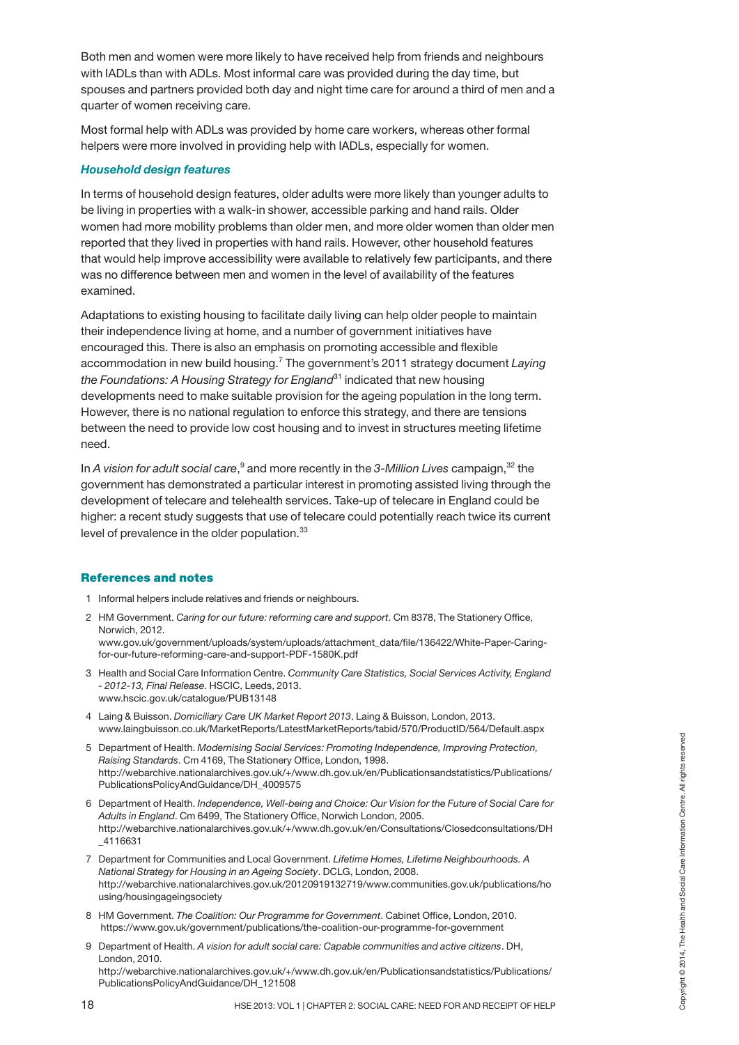Both men and women were more likely to have received help from friends and neighbours with IADLs than with ADLs. Most informal care was provided during the day time, but spouses and partners provided both day and night time care for around a third of men and a quarter of women receiving care.

Most formal help with ADLs was provided by home care workers, whereas other formal helpers were more involved in providing help with IADLs, especially for women.

***Household design features***

In terms of household design features, older adults were more likely than younger adults to be living in properties with a walk-in shower, accessible parking and hand rails. Older women had more mobility problems than older men, and more older women than older men reported that they lived in properties with hand rails. However, other household features that would help improve accessibility were available to relatively few participants, and there was no difference between men and women in the level of availability of the features examined.

Adaptations to existing housing to facilitate daily living can help older people to maintain their independence living at home, and a number of government initiatives have encouraged this. There is also an emphasis on promoting accessible and flexible accommodation in new build housing.[7] The government's 2011 strategy document *Laying the Foundations: A Housing Strategy for England*[31] indicated that new housing developments need to make suitable provision for the ageing population in the long term. However, there is no national regulation to enforce this strategy, and there are tensions between the need to provide low cost housing and to invest in structures meeting lifetime need.

In *A vision for adult social care*,[9] and more recently in the *3-Million Lives* campaign,[32] the government has demonstrated a particular interest in promoting assisted living through the development of telecare and telehealth services. Take-up of telecare in England could be higher: a recent study suggests that use of telecare could potentially reach twice its current level of prevalence in the older population.[33]

## References and notes

1. Informal helpers include relatives and friends or neighbours.
2. HM Government. *Caring for our future: reforming care and support*. Cm 8378, The Stationery Office, Norwich, 2012. www.gov.uk/government/uploads/system/uploads/attachment_data/file/136422/White-Paper-Caring-for-our-future-reforming-care-and-support-PDF-1580K.pdf
3. Health and Social Care Information Centre. *Community Care Statistics, Social Services Activity, England - 2012-13, Final Release*. HSCIC, Leeds, 2013. www.hscic.gov.uk/catalogue/PUB13148
4. Laing & Buisson. *Domiciliary Care UK Market Report 2013*. Laing & Buisson, London, 2013. www.laingbuisson.co.uk/MarketReports/LatestMarketReports/tabid/570/ProductID/564/Default.aspx
5. Department of Health. *Modernising Social Services: Promoting Independence, Improving Protection, Raising Standards*. Cm 4169, The Stationery Office, London, 1998. http://webarchive.nationalarchives.gov.uk/+/www.dh.gov.uk/en/Publicationsandstatistics/Publications/PublicationsPolicyAndGuidance/DH_4009575
6. Department of Health. *Independence, Well-being and Choice: Our Vision for the Future of Social Care for Adults in England*. Cm 6499, The Stationery Office, Norwich London, 2005. http://webarchive.nationalarchives.gov.uk/+/www.dh.gov.uk/en/Consultations/Closedconsultations/DH_4116631
7. Department for Communities and Local Government. *Lifetime Homes, Lifetime Neighbourhoods. A National Strategy for Housing in an Ageing Society*. DCLG, London, 2008. http://webarchive.nationalarchives.gov.uk/20120919132719/www.communities.gov.uk/publications/housing/housingageingsociety
8. HM Government. *The Coalition: Our Programme for Government*. Cabinet Office, London, 2010. https://www.gov.uk/government/publications/the-coalition-our-programme-for-government
9. Department of Health. *A vision for adult social care: Capable communities and active citizens*. DH, London, 2010. http://webarchive.nationalarchives.gov.uk/+/www.dh.gov.uk/en/Publicationsandstatistics/Publications/PublicationsPolicyAndGuidance/DH_121508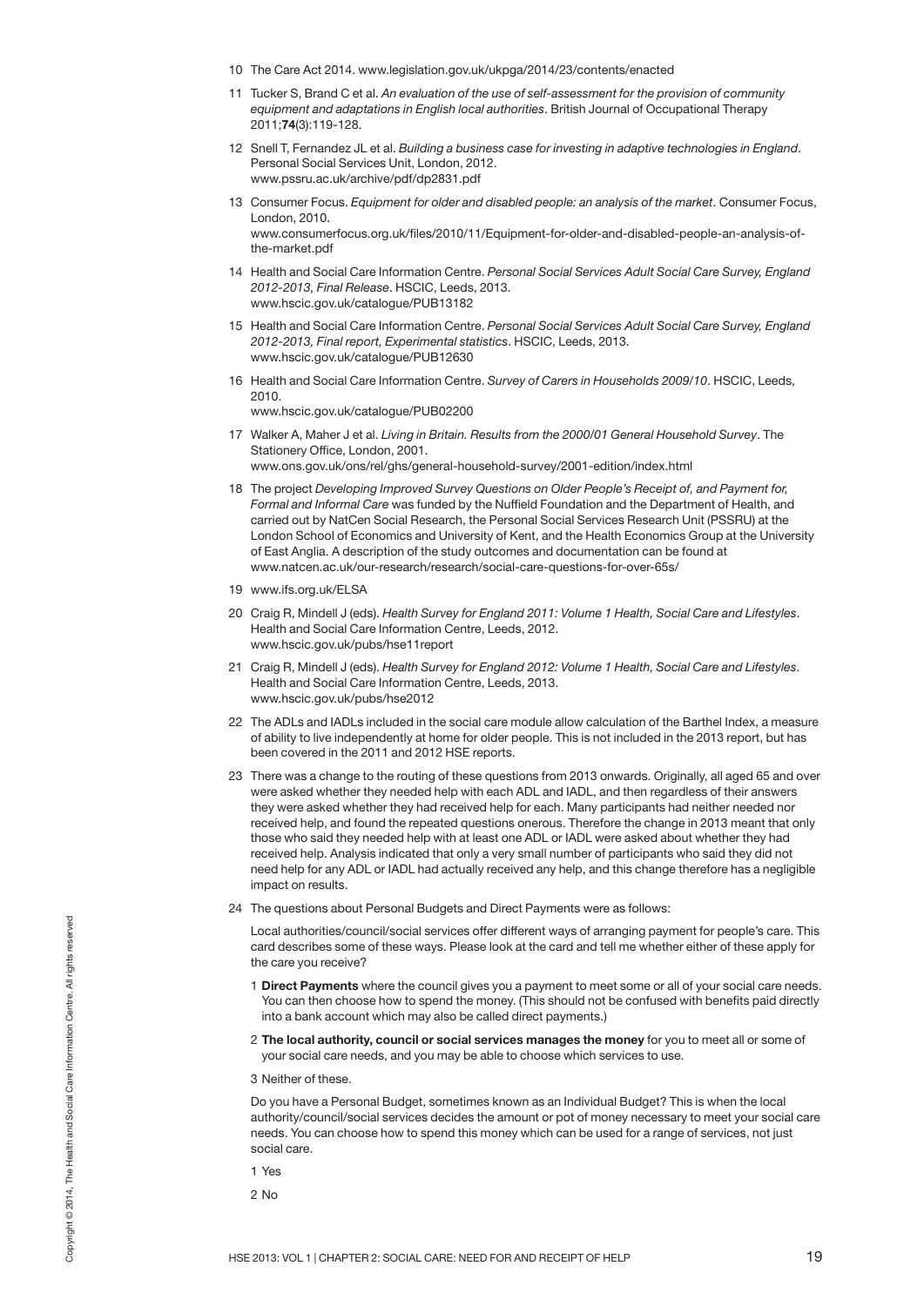10 The Care Act 2014. www.legislation.gov.uk/ukpga/2014/23/contents/enacted

11 Tucker S, Brand C et al. *An evaluation of the use of self-assessment for the provision of community equipment and adaptations in English local authorities*. British Journal of Occupational Therapy 2011;**74**(3):119-128.

12 Snell T, Fernandez JL et al. *Building a business case for investing in adaptive technologies in England*. Personal Social Services Unit, London, 2012. www.pssru.ac.uk/archive/pdf/dp2831.pdf

13 Consumer Focus. *Equipment for older and disabled people: an analysis of the market*. Consumer Focus, London, 2010. www.consumerfocus.org.uk/files/2010/11/Equipment-for-older-and-disabled-people-an-analysis-of-the-market.pdf

14 Health and Social Care Information Centre. *Personal Social Services Adult Social Care Survey, England 2012-2013, Final Release*. HSCIC, Leeds, 2013. www.hscic.gov.uk/catalogue/PUB13182

15 Health and Social Care Information Centre. *Personal Social Services Adult Social Care Survey, England 2012-2013, Final report, Experimental statistics*. HSCIC, Leeds, 2013. www.hscic.gov.uk/catalogue/PUB12630

16 Health and Social Care Information Centre. *Survey of Carers in Households 2009/10*. HSCIC, Leeds, 2010. www.hscic.gov.uk/catalogue/PUB02200

17 Walker A, Maher J et al. *Living in Britain. Results from the 2000/01 General Household Survey*. The Stationery Office, London, 2001. www.ons.gov.uk/ons/rel/ghs/general-household-survey/2001-edition/index.html

18 The project *Developing Improved Survey Questions on Older People's Receipt of, and Payment for, Formal and Informal Care* was funded by the Nuffield Foundation and the Department of Health, and carried out by NatCen Social Research, the Personal Social Services Research Unit (PSSRU) at the London School of Economics and University of Kent, and the Health Economics Group at the University of East Anglia. A description of the study outcomes and documentation can be found at www.natcen.ac.uk/our-research/research/social-care-questions-for-over-65s/

19 www.ifs.org.uk/ELSA

20 Craig R, Mindell J (eds). *Health Survey for England 2011: Volume 1 Health, Social Care and Lifestyles*. Health and Social Care Information Centre, Leeds, 2012. www.hscic.gov.uk/pubs/hse11report

21 Craig R, Mindell J (eds). *Health Survey for England 2012: Volume 1 Health, Social Care and Lifestyles*. Health and Social Care Information Centre, Leeds, 2013. www.hscic.gov.uk/pubs/hse2012

22 The ADLs and IADLs included in the social care module allow calculation of the Barthel Index, a measure of ability to live independently at home for older people. This is not included in the 2013 report, but has been covered in the 2011 and 2012 HSE reports.

23 There was a change to the routing of these questions from 2013 onwards. Originally, all aged 65 and over were asked whether they needed help with each ADL and IADL, and then regardless of their answers they were asked whether they had received help for each. Many participants had neither needed nor received help, and found the repeated questions onerous. Therefore the change in 2013 meant that only those who said they needed help with at least one ADL or IADL were asked about whether they had received help. Analysis indicated that only a very small number of participants who said they did not need help for any ADL or IADL had actually received any help, and this change therefore has a negligible impact on results.

24 The questions about Personal Budgets and Direct Payments were as follows:

Local authorities/council/social services offer different ways of arranging payment for people's care. This card describes some of these ways. Please look at the card and tell me whether either of these apply for the care you receive?

1 **Direct Payments** where the council gives you a payment to meet some or all of your social care needs. You can then choose how to spend the money. (This should not be confused with benefits paid directly into a bank account which may also be called direct payments.)

2 **The local authority, council or social services manages the money** for you to meet all or some of your social care needs, and you may be able to choose which services to use.

3 Neither of these.

Do you have a Personal Budget, sometimes known as an Individual Budget? This is when the local authority/council/social services decides the amount or pot of money necessary to meet your social care needs. You can choose how to spend this money which can be used for a range of services, not just social care.

1 Yes

2 No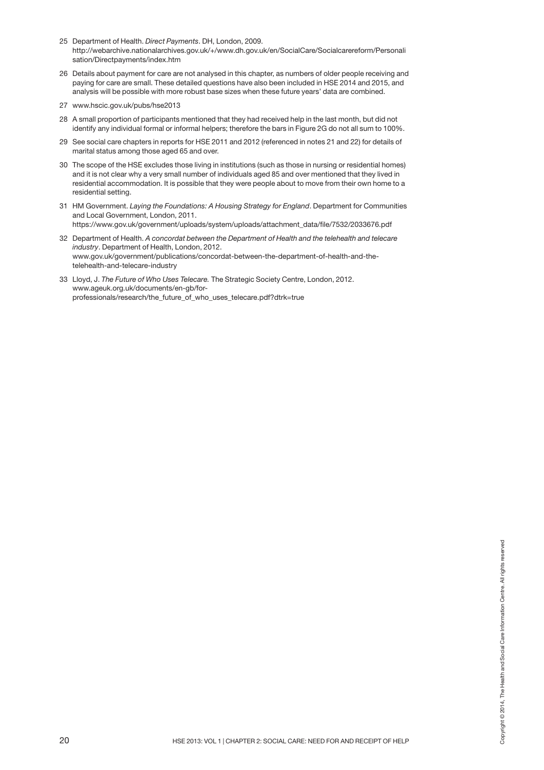25 Department of Health. *Direct Payments*. DH, London, 2009. http://webarchive.nationalarchives.gov.uk/+/www.dh.gov.uk/en/SocialCare/Socialcarereform/Personalisation/Directpayments/index.htm

26 Details about payment for care are not analysed in this chapter, as numbers of older people receiving and paying for care are small. These detailed questions have also been included in HSE 2014 and 2015, and analysis will be possible with more robust base sizes when these future years' data are combined.

27 www.hscic.gov.uk/pubs/hse2013

28 A small proportion of participants mentioned that they had received help in the last month, but did not identify any individual formal or informal helpers; therefore the bars in Figure 2G do not all sum to 100%.

29 See social care chapters in reports for HSE 2011 and 2012 (referenced in notes 21 and 22) for details of marital status among those aged 65 and over.

30 The scope of the HSE excludes those living in institutions (such as those in nursing or residential homes) and it is not clear why a very small number of individuals aged 85 and over mentioned that they lived in residential accommodation. It is possible that they were people about to move from their own home to a residential setting.

31 HM Government. *Laying the Foundations: A Housing Strategy for England*. Department for Communities and Local Government, London, 2011. https://www.gov.uk/government/uploads/system/uploads/attachment_data/file/7532/2033676.pdf

32 Department of Health. *A concordat between the Department of Health and the telehealth and telecare industry*. Department of Health, London, 2012. www.gov.uk/government/publications/concordat-between-the-department-of-health-and-the-telehealth-and-telecare-industry

33 Lloyd, J. *The Future of Who Uses Telecare.* The Strategic Society Centre, London, 2012. www.ageuk.org.uk/documents/en-gb/for-professionals/research/the_future_of_who_uses_telecare.pdf?dtrk=true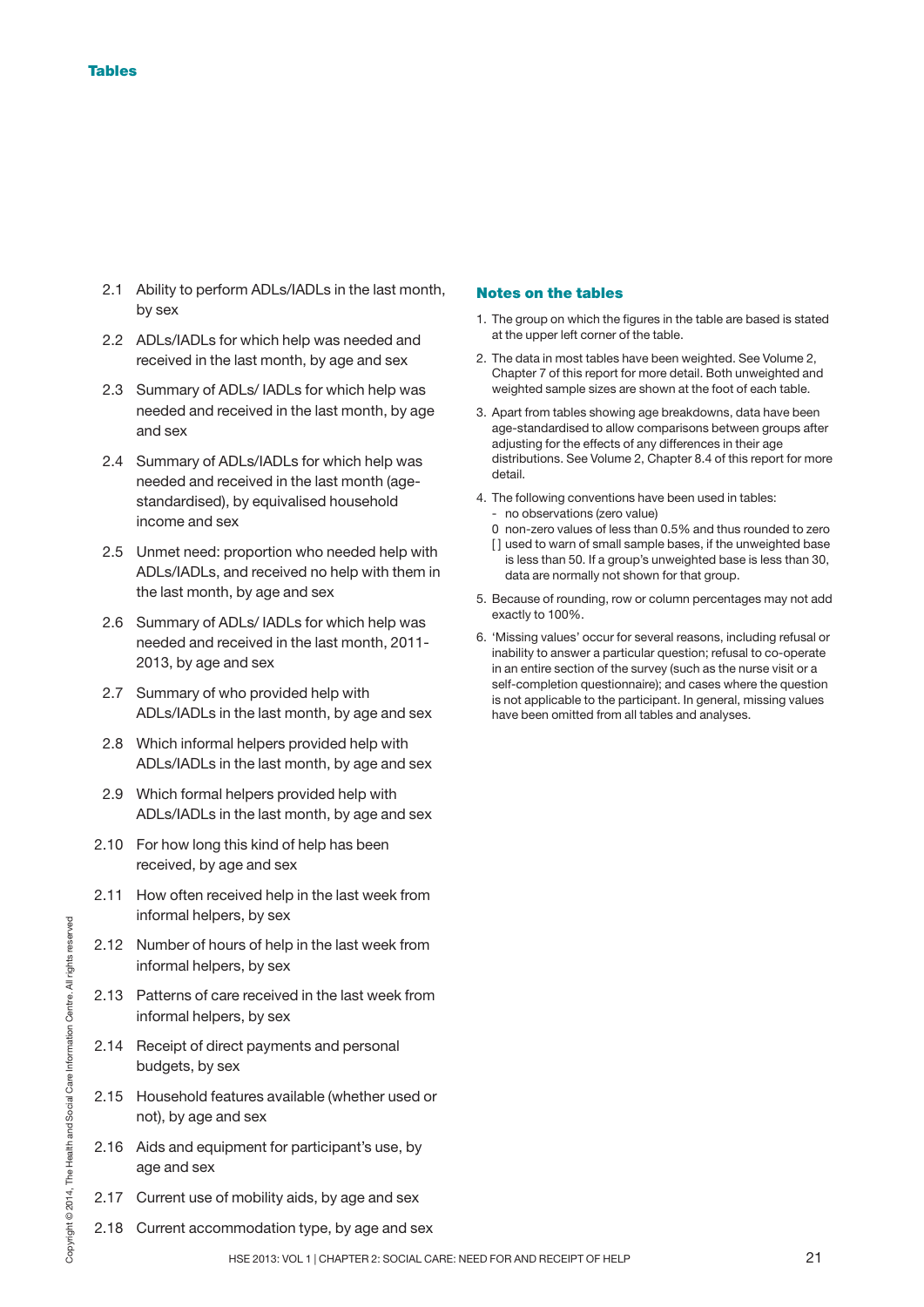## Tables

2.1 Ability to perform ADLs/IADLs in the last month, by sex

2.2 ADLs/IADLs for which help was needed and received in the last month, by age and sex

2.3 Summary of ADLs/ IADLs for which help was needed and received in the last month, by age and sex

2.4 Summary of ADLs/IADLs for which help was needed and received in the last month (age-standardised), by equivalised household income and sex

2.5 Unmet need: proportion who needed help with ADLs/IADLs, and received no help with them in the last month, by age and sex

2.6 Summary of ADLs/ IADLs for which help was needed and received in the last month, 2011-2013, by age and sex

2.7 Summary of who provided help with ADLs/IADLs in the last month, by age and sex

2.8 Which informal helpers provided help with ADLs/IADLs in the last month, by age and sex

2.9 Which formal helpers provided help with ADLs/IADLs in the last month, by age and sex

2.10 For how long this kind of help has been received, by age and sex

2.11 How often received help in the last week from informal helpers, by sex

2.12 Number of hours of help in the last week from informal helpers, by sex

2.13 Patterns of care received in the last week from informal helpers, by sex

2.14 Receipt of direct payments and personal budgets, by sex

2.15 Household features available (whether used or not), by age and sex

2.16 Aids and equipment for participant's use, by age and sex

2.17 Current use of mobility aids, by age and sex

2.18 Current accommodation type, by age and sex

### Notes on the tables

1. The group on which the figures in the table are based is stated at the upper left corner of the table.
2. The data in most tables have been weighted. See Volume 2, Chapter 7 of this report for more detail. Both unweighted and weighted sample sizes are shown at the foot of each table.
3. Apart from tables showing age breakdowns, data have been age-standardised to allow comparisons between groups after adjusting for the effects of any differences in their age distributions. See Volume 2, Chapter 8.4 of this report for more detail.
4. The following conventions have been used in tables:
   - \- no observations (zero value)
   - 0 non-zero values of less than 0.5% and thus rounded to zero
   - [ ] used to warn of small sample bases, if the unweighted base is less than 50. If a group's unweighted base is less than 30, data are normally not shown for that group.
5. Because of rounding, row or column percentages may not add exactly to 100%.
6. 'Missing values' occur for several reasons, including refusal or inability to answer a particular question; refusal to co-operate in an entire section of the survey (such as the nurse visit or a self-completion questionnaire); and cases where the question is not applicable to the participant. In general, missing values have been omitted from all tables and analyses.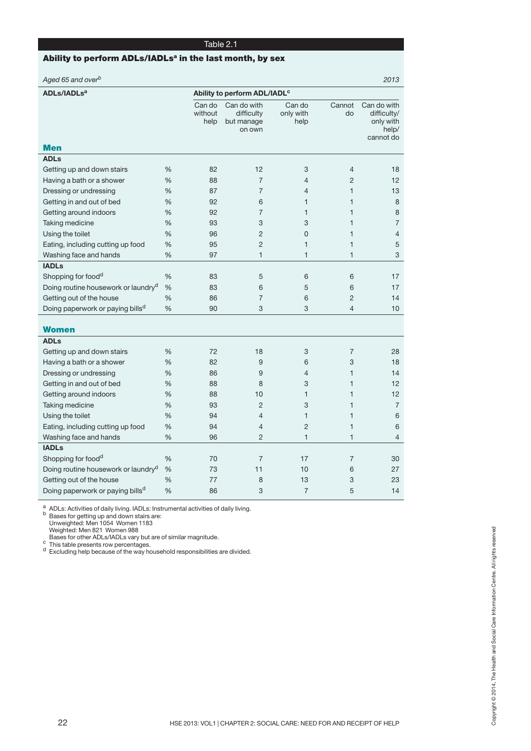Table 2.1

## Ability to perform ADLs/IADLs[a] in the last month, by sex

*Aged 65 and over[b]* *2013*

| ADLs/IADLs[a] | | Ability to perform ADL/IADL[c] | | | | |
|---|---|---|---|---|---|---|
| | | Can do without help | Can do with difficulty but manage on own | Can do only with help | Cannot do | Can do with difficulty/ only with help/ cannot do |
| **Men** | | | | | | |
| **ADLs** | | | | | | |
| Getting up and down stairs | % | 82 | 12 | 3 | 4 | 18 |
| Having a bath or a shower | % | 88 | 7 | 4 | 2 | 12 |
| Dressing or undressing | % | 87 | 7 | 4 | 1 | 13 |
| Getting in and out of bed | % | 92 | 6 | 1 | 1 | 8 |
| Getting around indoors | % | 92 | 7 | 1 | 1 | 8 |
| Taking medicine | % | 93 | 3 | 3 | 1 | 7 |
| Using the toilet | % | 96 | 2 | 0 | 1 | 4 |
| Eating, including cutting up food | % | 95 | 2 | 1 | 1 | 5 |
| Washing face and hands | % | 97 | 1 | 1 | 1 | 3 |
| **IADLs** | | | | | | |
| Shopping for food[d] | % | 83 | 5 | 6 | 6 | 17 |
| Doing routine housework or laundry[d] | % | 83 | 6 | 5 | 6 | 17 |
| Getting out of the house | % | 86 | 7 | 6 | 2 | 14 |
| Doing paperwork or paying bills[d] | % | 90 | 3 | 3 | 4 | 10 |
| **Women** | | | | | | |
| **ADLs** | | | | | | |
| Getting up and down stairs | % | 72 | 18 | 3 | 7 | 28 |
| Having a bath or a shower | % | 82 | 9 | 6 | 3 | 18 |
| Dressing or undressing | % | 86 | 9 | 4 | 1 | 14 |
| Getting in and out of bed | % | 88 | 8 | 3 | 1 | 12 |
| Getting around indoors | % | 88 | 10 | 1 | 1 | 12 |
| Taking medicine | % | 93 | 2 | 3 | 1 | 7 |
| Using the toilet | % | 94 | 4 | 1 | 1 | 6 |
| Eating, including cutting up food | % | 94 | 4 | 2 | 1 | 6 |
| Washing face and hands | % | 96 | 2 | 1 | 1 | 4 |
| **IADLs** | | | | | | |
| Shopping for food[d] | % | 70 | 7 | 17 | 7 | 30 |
| Doing routine housework or laundry[d] | % | 73 | 11 | 10 | 6 | 27 |
| Getting out of the house | % | 77 | 8 | 13 | 3 | 23 |
| Doing paperwork or paying bills[d] | % | 86 | 3 | 7 | 5 | 14 |

[a] ADLs: Activities of daily living. IADLs: Instrumental activities of daily living.
[b] Bases for getting up and down stairs are:
Unweighted: Men 1054 Women 1183
Weighted: Men 821 Women 988
Bases for other ADLs/IADLs vary but are of similar magnitude.
[c] This table presents row percentages.
[d] Excluding help because of the way household responsibilities are divided.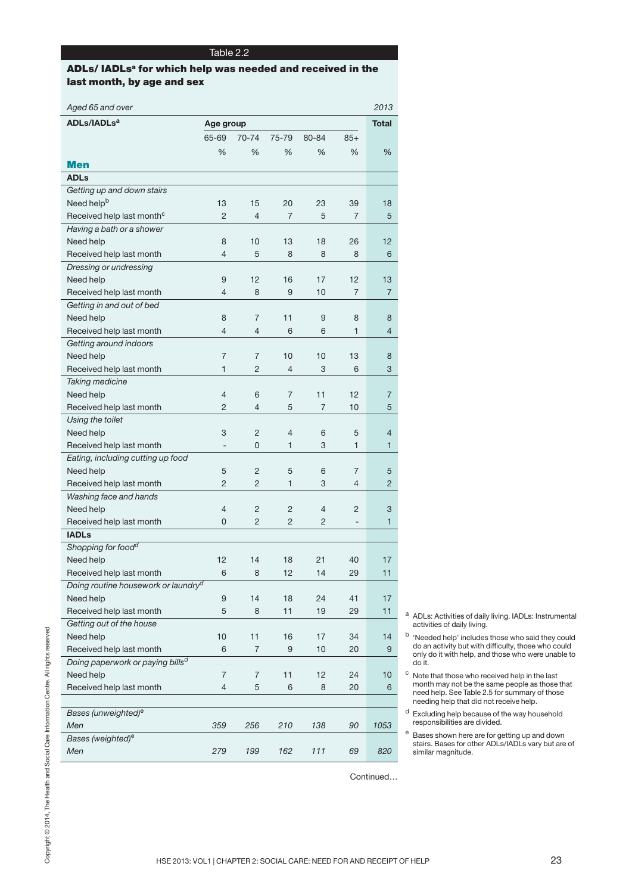Table 2.2

## ADLs/ IADLs[a] for which help was needed and received in the last month, by age and sex

*Aged 65 and over* — *2013*

| ADLs/IADLs[a] | Age group | | | | | Total |
|---|---|---|---|---|---|---|
| | 65-69 | 70-74 | 75-79 | 80-84 | 85+ | |
| | % | % | % | % | % | % |
| **Men** | | | | | | |
| **ADLs** | | | | | | |
| *Getting up and down stairs* | | | | | | |
| Need help[b] | 13 | 15 | 20 | 23 | 39 | 18 |
| Received help last month[c] | 2 | 4 | 7 | 5 | 7 | 5 |
| *Having a bath or a shower* | | | | | | |
| Need help | 8 | 10 | 13 | 18 | 26 | 12 |
| Received help last month | 4 | 5 | 8 | 8 | 8 | 6 |
| *Dressing or undressing* | | | | | | |
| Need help | 9 | 12 | 16 | 17 | 12 | 13 |
| Received help last month | 4 | 8 | 9 | 10 | 7 | 7 |
| *Getting in and out of bed* | | | | | | |
| Need help | 8 | 7 | 11 | 9 | 8 | 8 |
| Received help last month | 4 | 4 | 6 | 6 | 1 | 4 |
| *Getting around indoors* | | | | | | |
| Need help | 7 | 7 | 10 | 10 | 13 | 8 |
| Received help last month | 1 | 2 | 4 | 3 | 6 | 3 |
| *Taking medicine* | | | | | | |
| Need help | 4 | 6 | 7 | 11 | 12 | 7 |
| Received help last month | 2 | 4 | 5 | 7 | 10 | 5 |
| *Using the toilet* | | | | | | |
| Need help | 3 | 2 | 4 | 6 | 5 | 4 |
| Received help last month | - | 0 | 1 | 3 | 1 | 1 |
| *Eating, including cutting up food* | | | | | | |
| Need help | 5 | 2 | 5 | 6 | 7 | 5 |
| Received help last month | 2 | 2 | 1 | 3 | 4 | 2 |
| *Washing face and hands* | | | | | | |
| Need help | 4 | 2 | 2 | 4 | 2 | 3 |
| Received help last month | 0 | 2 | 2 | 2 | - | 1 |
| **IADLs** | | | | | | |
| *Shopping for food*[d] | | | | | | |
| Need help | 12 | 14 | 18 | 21 | 40 | 17 |
| Received help last month | 6 | 8 | 12 | 14 | 29 | 11 |
| *Doing routine housework or laundry*[d] | | | | | | |
| Need help | 9 | 14 | 18 | 24 | 41 | 17 |
| Received help last month | 5 | 8 | 11 | 19 | 29 | 11 |
| *Getting out of the house* | | | | | | |
| Need help | 10 | 11 | 16 | 17 | 34 | 14 |
| Received help last month | 6 | 7 | 9 | 10 | 20 | 9 |
| *Doing paperwork or paying bills*[d] | | | | | | |
| Need help | 7 | 7 | 11 | 12 | 24 | 10 |
| Received help last month | 4 | 5 | 6 | 8 | 20 | 6 |
| | | | | | | |
| *Bases (unweighted)*[e] | | | | | | |
| *Men* | *359* | *256* | *210* | *138* | *90* | *1053* |
| *Bases (weighted)*[e] | | | | | | |
| *Men* | *279* | *199* | *162* | *111* | *69* | *820* |

Continued…

[a] ADLs: Activities of daily living. IADLs: Instrumental activities of daily living.

[b] 'Needed help' includes those who said they could do an activity but with difficulty, those who could only do it with help, and those who were unable to do it.

[c] Note that those who received help in the last month may not be the same people as those that need help. See Table 2.5 for summary of those needing help that did not receive help.

[d] Excluding help because of the way household responsibilities are divided.

[e] Bases shown here are for getting up and down stairs. Bases for other ADLs/IADLs vary but are of similar magnitude.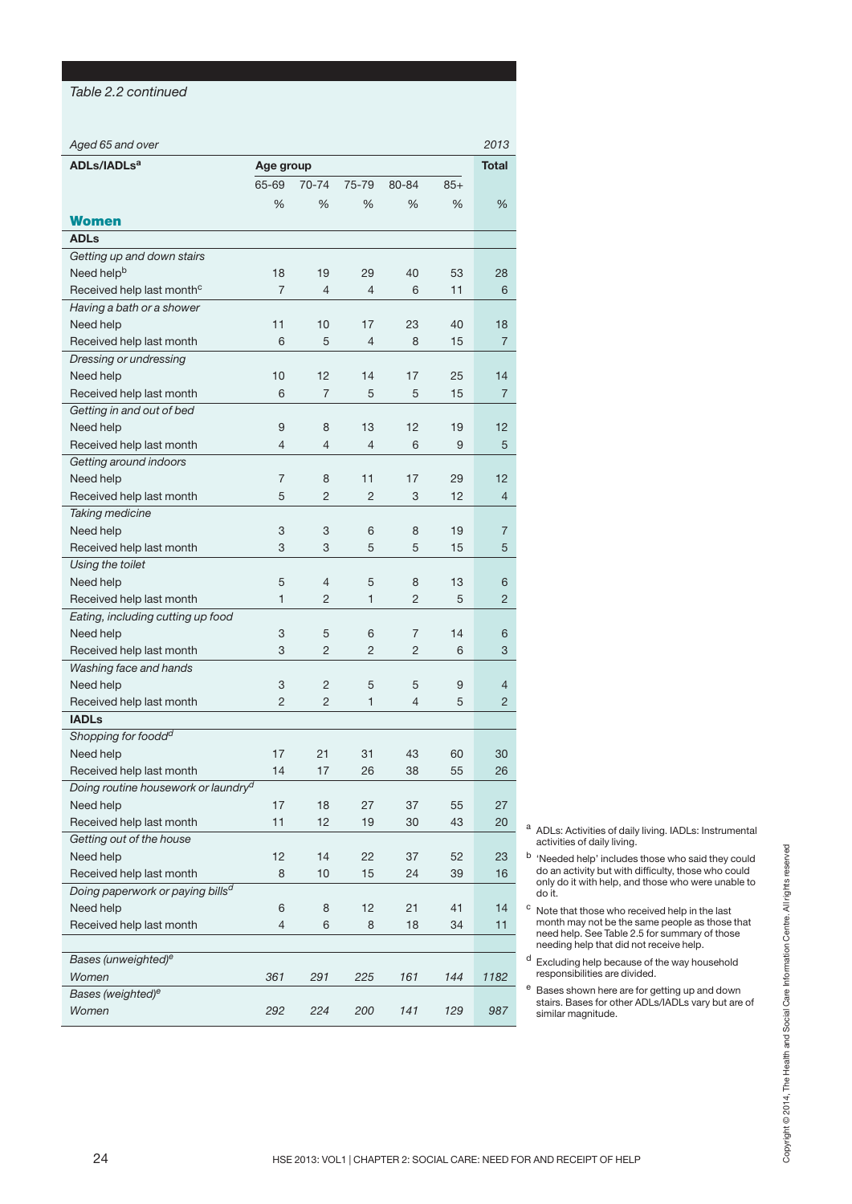*Table 2.2 continued*

| *Aged 65 and over* | | | | | | *2013* |
|---|---|---|---|---|---|---|
| **ADLs/IADLs**[a] | **Age group** | | | | | **Total** |
| | 65-69 | 70-74 | 75-79 | 80-84 | 85+ | |
| | % | % | % | % | % | % |
| **Women** | | | | | | |
| **ADLs** | | | | | | |
| *Getting up and down stairs* | | | | | | |
| Need help[b] | 18 | 19 | 29 | 40 | 53 | 28 |
| Received help last month[c] | 7 | 4 | 4 | 6 | 11 | 6 |
| *Having a bath or a shower* | | | | | | |
| Need help | 11 | 10 | 17 | 23 | 40 | 18 |
| Received help last month | 6 | 5 | 4 | 8 | 15 | 7 |
| *Dressing or undressing* | | | | | | |
| Need help | 10 | 12 | 14 | 17 | 25 | 14 |
| Received help last month | 6 | 7 | 5 | 5 | 15 | 7 |
| *Getting in and out of bed* | | | | | | |
| Need help | 9 | 8 | 13 | 12 | 19 | 12 |
| Received help last month | 4 | 4 | 4 | 6 | 9 | 5 |
| *Getting around indoors* | | | | | | |
| Need help | 7 | 8 | 11 | 17 | 29 | 12 |
| Received help last month | 5 | 2 | 2 | 3 | 12 | 4 |
| *Taking medicine* | | | | | | |
| Need help | 3 | 3 | 6 | 8 | 19 | 7 |
| Received help last month | 3 | 3 | 5 | 5 | 15 | 5 |
| *Using the toilet* | | | | | | |
| Need help | 5 | 4 | 5 | 8 | 13 | 6 |
| Received help last month | 1 | 2 | 1 | 2 | 5 | 2 |
| *Eating, including cutting up food* | | | | | | |
| Need help | 3 | 5 | 6 | 7 | 14 | 6 |
| Received help last month | 3 | 2 | 2 | 2 | 6 | 3 |
| *Washing face and hands* | | | | | | |
| Need help | 3 | 2 | 5 | 5 | 9 | 4 |
| Received help last month | 2 | 2 | 1 | 4 | 5 | 2 |
| **IADLs** | | | | | | |
| *Shopping for foodd*[d] | | | | | | |
| Need help | 17 | 21 | 31 | 43 | 60 | 30 |
| Received help last month | 14 | 17 | 26 | 38 | 55 | 26 |
| *Doing routine housework or laundry*[d] | | | | | | |
| Need help | 17 | 18 | 27 | 37 | 55 | 27 |
| Received help last month | 11 | 12 | 19 | 30 | 43 | 20 |
| *Getting out of the house* | | | | | | |
| Need help | 12 | 14 | 22 | 37 | 52 | 23 |
| Received help last month | 8 | 10 | 15 | 24 | 39 | 16 |
| *Doing paperwork or paying bills*[d] | | | | | | |
| Need help | 6 | 8 | 12 | 21 | 41 | 14 |
| Received help last month | 4 | 6 | 8 | 18 | 34 | 11 |
| | | | | | | |
| *Bases (unweighted)*[e] | | | | | | |
| *Women* | *361* | *291* | *225* | *161* | *144* | *1182* |
| *Bases (weighted)*[e] | | | | | | |
| *Women* | *292* | *224* | *200* | *141* | *129* | *987* |

[a] ADLs: Activities of daily living. IADLs: Instrumental activities of daily living.

[b] 'Needed help' includes those who said they could do an activity but with difficulty, those who could only do it with help, and those who were unable to do it.

[c] Note that those who received help in the last month may not be the same people as those that need help. See Table 2.5 for summary of those needing help that did not receive help.

[d] Excluding help because of the way household responsibilities are divided.

[e] Bases shown here are for getting up and down stairs. Bases for other ADLs/IADLs vary but are of similar magnitude.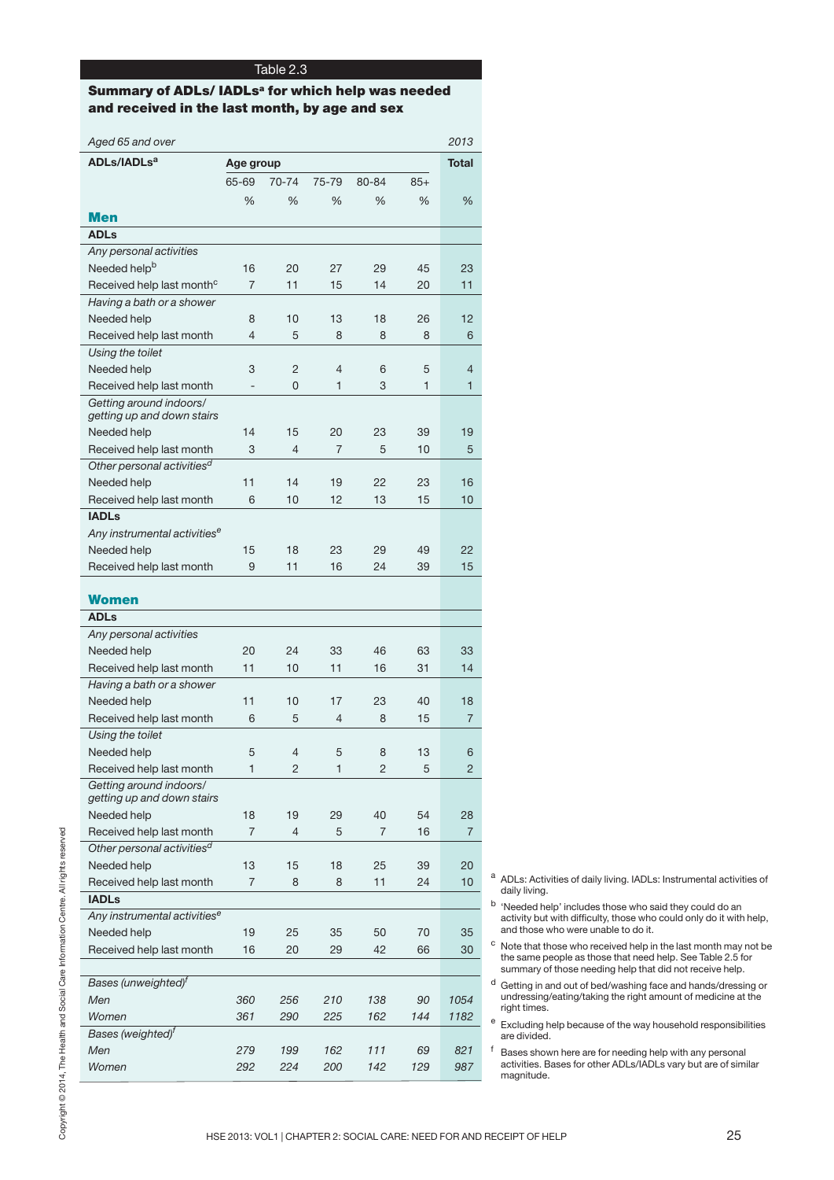Table 2.3

**Summary of ADLs/ IADLs[a] for which help was needed and received in the last month, by age and sex**

*Aged 65 and over* *2013*

| ADLs/IADLs[a] | Age group | | | | | Total |
|---|---|---|---|---|---|---|
| | 65-69 | 70-74 | 75-79 | 80-84 | 85+ | |
| | % | % | % | % | % | % |
| **Men** | | | | | | |
| **ADLs** | | | | | | |
| *Any personal activities* | | | | | | |
| Needed help[b] | 16 | 20 | 27 | 29 | 45 | 23 |
| Received help last month[c] | 7 | 11 | 15 | 14 | 20 | 11 |
| *Having a bath or a shower* | | | | | | |
| Needed help | 8 | 10 | 13 | 18 | 26 | 12 |
| Received help last month | 4 | 5 | 8 | 8 | 8 | 6 |
| *Using the toilet* | | | | | | |
| Needed help | 3 | 2 | 4 | 6 | 5 | 4 |
| Received help last month | - | 0 | 1 | 3 | 1 | 1 |
| *Getting around indoors/ getting up and down stairs* | | | | | | |
| Needed help | 14 | 15 | 20 | 23 | 39 | 19 |
| Received help last month | 3 | 4 | 7 | 5 | 10 | 5 |
| *Other personal activities[d]* | | | | | | |
| Needed help | 11 | 14 | 19 | 22 | 23 | 16 |
| Received help last month | 6 | 10 | 12 | 13 | 15 | 10 |
| **IADLs** | | | | | | |
| *Any instrumental activities[e]* | | | | | | |
| Needed help | 15 | 18 | 23 | 29 | 49 | 22 |
| Received help last month | 9 | 11 | 16 | 24 | 39 | 15 |
| **Women** | | | | | | |
| **ADLs** | | | | | | |
| *Any personal activities* | | | | | | |
| Needed help | 20 | 24 | 33 | 46 | 63 | 33 |
| Received help last month | 11 | 10 | 11 | 16 | 31 | 14 |
| *Having a bath or a shower* | | | | | | |
| Needed help | 11 | 10 | 17 | 23 | 40 | 18 |
| Received help last month | 6 | 5 | 4 | 8 | 15 | 7 |
| *Using the toilet* | | | | | | |
| Needed help | 5 | 4 | 5 | 8 | 13 | 6 |
| Received help last month | 1 | 2 | 1 | 2 | 5 | 2 |
| *Getting around indoors/ getting up and down stairs* | | | | | | |
| Needed help | 18 | 19 | 29 | 40 | 54 | 28 |
| Received help last month | 7 | 4 | 5 | 7 | 16 | 7 |
| *Other personal activities[d]* | | | | | | |
| Needed help | 13 | 15 | 18 | 25 | 39 | 20 |
| Received help last month | 7 | 8 | 8 | 11 | 24 | 10 |
| **IADLs** | | | | | | |
| *Any instrumental activities[e]* | | | | | | |
| Needed help | 19 | 25 | 35 | 50 | 70 | 35 |
| Received help last month | 16 | 20 | 29 | 42 | 66 | 30 |
| *Bases (unweighted)[f]* | | | | | | |
| *Men* | *360* | *256* | *210* | *138* | *90* | *1054* |
| *Women* | *361* | *290* | *225* | *162* | *144* | *1182* |
| *Bases (weighted)[f]* | | | | | | |
| *Men* | *279* | *199* | *162* | *111* | *69* | *821* |
| *Women* | *292* | *224* | *200* | *142* | *129* | *987* |

[a] ADLs: Activities of daily living. IADLs: Instrumental activities of daily living.

[b] 'Needed help' includes those who said they could do an activity but with difficulty, those who could only do it with help, and those who were unable to do it.

[c] Note that those who received help in the last month may not be the same people as those that need help. See Table 2.5 for summary of those needing help that did not receive help.

[d] Getting in and out of bed/washing face and hands/dressing or undressing/eating/taking the right amount of medicine at the right times.

[e] Excluding help because of the way household responsibilities are divided.

[f] Bases shown here are for needing help with any personal activities. Bases for other ADLs/IADLs vary but are of similar magnitude.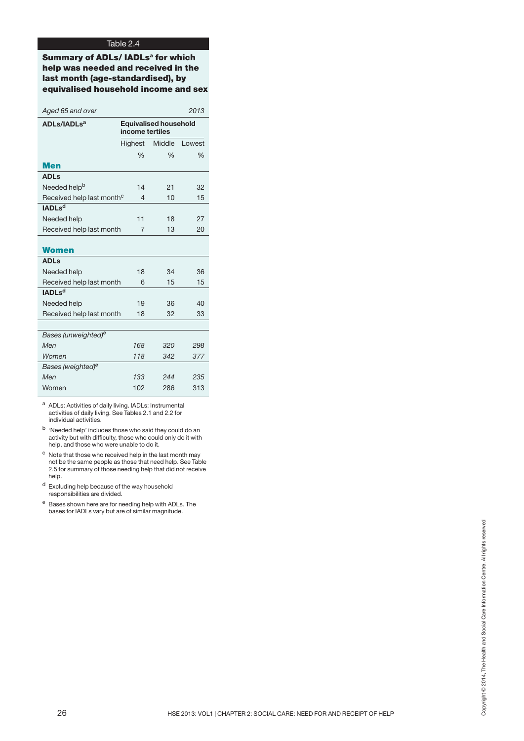Table 2.4

**Summary of ADLs/ IADLs[a] for which help was needed and received in the last month (age-standardised), by equivalised household income and sex**

| *Aged 65 and over* | | | *2013* |
|---|---|---|---|
| **ADLs/IADLs[a]** | **Equivalised household income tertiles** | | |
| | Highest | Middle | Lowest |
| | % | % | % |
| **Men** | | | |
| **ADLs** | | | |
| Needed help[b] | 14 | 21 | 32 |
| Received help last month[c] | 4 | 10 | 15 |
| **IADLs[d]** | | | |
| Needed help | 11 | 18 | 27 |
| Received help last month | 7 | 13 | 20 |
| **Women** | | | |
| **ADLs** | | | |
| Needed help | 18 | 34 | 36 |
| Received help last month | 6 | 15 | 15 |
| **IADLs[d]** | | | |
| Needed help | 19 | 36 | 40 |
| Received help last month | 18 | 32 | 33 |
| *Bases (unweighted)[e]* | | | |
| *Men* | *168* | *320* | *298* |
| *Women* | *118* | *342* | *377* |
| *Bases (weighted)[e]* | | | |
| *Men* | *133* | *244* | *235* |
| Women | 102 | 286 | 313 |

[a] ADLs: Activities of daily living. IADLs: Instrumental activities of daily living. See Tables 2.1 and 2.2 for individual activities.

[b] 'Needed help' includes those who said they could do an activity but with difficulty, those who could only do it with help, and those who were unable to do it.

[c] Note that those who received help in the last month may not be the same people as those that need help. See Table 2.5 for summary of those needing help that did not receive help.

[d] Excluding help because of the way household responsibilities are divided.

[e] Bases shown here are for needing help with ADLs. The bases for IADLs vary but are of similar magnitude.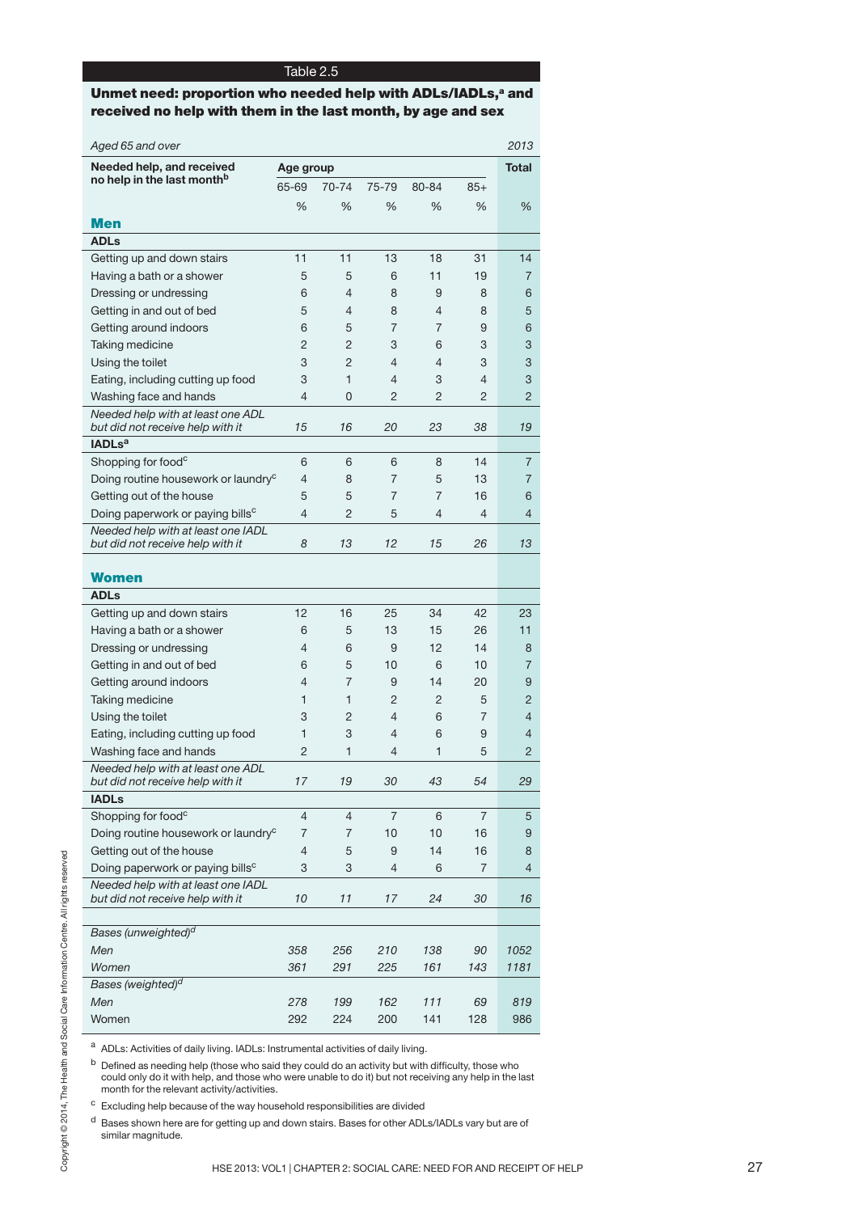## Table 2.5

**Unmet need: proportion who needed help with ADLs/IADLs,[a] and received no help with them in the last month, by age and sex**

*Aged 65 and over* — *2013*

| Needed help, and received no help in the last month[b] | Age group | | | | | Total |
|---|---|---|---|---|---|---|
| | 65-69 | 70-74 | 75-79 | 80-84 | 85+ | |
| | % | % | % | % | % | % |
| **Men** | | | | | | |
| **ADLs** | | | | | | |
| Getting up and down stairs | 11 | 11 | 13 | 18 | 31 | 14 |
| Having a bath or a shower | 5 | 5 | 6 | 11 | 19 | 7 |
| Dressing or undressing | 6 | 4 | 8 | 9 | 8 | 6 |
| Getting in and out of bed | 5 | 4 | 8 | 4 | 8 | 5 |
| Getting around indoors | 6 | 5 | 7 | 7 | 9 | 6 |
| Taking medicine | 2 | 2 | 3 | 6 | 3 | 3 |
| Using the toilet | 3 | 2 | 4 | 4 | 3 | 3 |
| Eating, including cutting up food | 3 | 1 | 4 | 3 | 4 | 3 |
| Washing face and hands | 4 | 0 | 2 | 2 | 2 | 2 |
| *Needed help with at least one ADL but did not receive help with it* | *15* | *16* | *20* | *23* | *38* | *19* |
| **IADLs[a]** | | | | | | |
| Shopping for food[c] | 6 | 6 | 6 | 8 | 14 | 7 |
| Doing routine housework or laundry[c] | 4 | 8 | 7 | 5 | 13 | 7 |
| Getting out of the house | 5 | 5 | 7 | 7 | 16 | 6 |
| Doing paperwork or paying bills[c] | 4 | 2 | 5 | 4 | 4 | 4 |
| *Needed help with at least one IADL but did not receive help with it* | *8* | *13* | *12* | *15* | *26* | *13* |
| **Women** | | | | | | |
| **ADLs** | | | | | | |
| Getting up and down stairs | 12 | 16 | 25 | 34 | 42 | 23 |
| Having a bath or a shower | 6 | 5 | 13 | 15 | 26 | 11 |
| Dressing or undressing | 4 | 6 | 9 | 12 | 14 | 8 |
| Getting in and out of bed | 6 | 5 | 10 | 6 | 10 | 7 |
| Getting around indoors | 4 | 7 | 9 | 14 | 20 | 9 |
| Taking medicine | 1 | 1 | 2 | 2 | 5 | 2 |
| Using the toilet | 3 | 2 | 4 | 6 | 7 | 4 |
| Eating, including cutting up food | 1 | 3 | 4 | 6 | 9 | 4 |
| Washing face and hands | 2 | 1 | 4 | 1 | 5 | 2 |
| *Needed help with at least one ADL but did not receive help with it* | *17* | *19* | *30* | *43* | *54* | *29* |
| **IADLs** | | | | | | |
| Shopping for food[c] | 4 | 4 | 7 | 6 | 7 | 5 |
| Doing routine housework or laundry[c] | 7 | 7 | 10 | 10 | 16 | 9 |
| Getting out of the house | 4 | 5 | 9 | 14 | 16 | 8 |
| Doing paperwork or paying bills[c] | 3 | 3 | 4 | 6 | 7 | 4 |
| *Needed help with at least one IADL but did not receive help with it* | *10* | *11* | *17* | *24* | *30* | *16* |
| *Bases (unweighted)[d]* | | | | | | |
| *Men* | *358* | *256* | *210* | *138* | *90* | *1052* |
| *Women* | *361* | *291* | *225* | *161* | *143* | *1181* |
| *Bases (weighted)[d]* | | | | | | |
| *Men* | *278* | *199* | *162* | *111* | *69* | *819* |
| Women | 292 | 224 | 200 | 141 | 128 | 986 |

[a] ADLs: Activities of daily living. IADLs: Instrumental activities of daily living.

[b] Defined as needing help (those who said they could do an activity but with difficulty, those who could only do it with help, and those who were unable to do it) but not receiving any help in the last month for the relevant activity/activities.

[c] Excluding help because of the way household responsibilities are divided

[d] Bases shown here are for getting up and down stairs. Bases for other ADLs/IADLs vary but are of similar magnitude.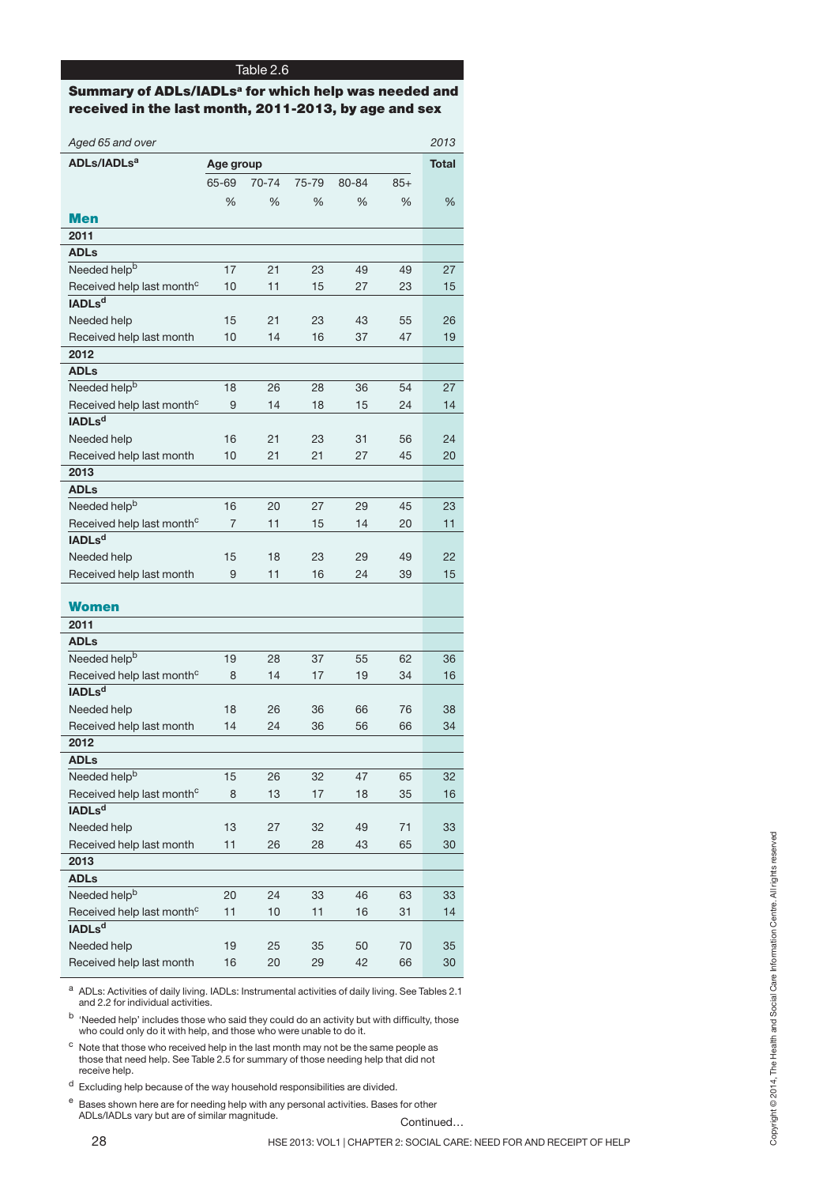Table 2.6

**Summary of ADLs/IADLs[a] for which help was needed and received in the last month, 2011-2013, by age and sex**

| *Aged 65 and over* | | | | | | *2013* |
|---|---|---|---|---|---|---|
| **ADLs/IADLs[a]** | **Age group** | | | | | **Total** |
| | 65-69 | 70-74 | 75-79 | 80-84 | 85+ | |
| | % | % | % | % | % | % |
| **Men** | | | | | | |
| **2011** | | | | | | |
| **ADLs** | | | | | | |
| Needed help[b] | 17 | 21 | 23 | 49 | 49 | 27 |
| Received help last month[c] | 10 | 11 | 15 | 27 | 23 | 15 |
| **IADLs[d]** | | | | | | |
| Needed help | 15 | 21 | 23 | 43 | 55 | 26 |
| Received help last month | 10 | 14 | 16 | 37 | 47 | 19 |
| **2012** | | | | | | |
| **ADLs** | | | | | | |
| Needed help[b] | 18 | 26 | 28 | 36 | 54 | 27 |
| Received help last month[c] | 9 | 14 | 18 | 15 | 24 | 14 |
| **IADLs[d]** | | | | | | |
| Needed help | 16 | 21 | 23 | 31 | 56 | 24 |
| Received help last month | 10 | 21 | 21 | 27 | 45 | 20 |
| **2013** | | | | | | |
| **ADLs** | | | | | | |
| Needed help[b] | 16 | 20 | 27 | 29 | 45 | 23 |
| Received help last month[c] | 7 | 11 | 15 | 14 | 20 | 11 |
| **IADLs[d]** | | | | | | |
| Needed help | 15 | 18 | 23 | 29 | 49 | 22 |
| Received help last month | 9 | 11 | 16 | 24 | 39 | 15 |
| **Women** | | | | | | |
| **2011** | | | | | | |
| **ADLs** | | | | | | |
| Needed help[b] | 19 | 28 | 37 | 55 | 62 | 36 |
| Received help last month[c] | 8 | 14 | 17 | 19 | 34 | 16 |
| **IADLs[d]** | | | | | | |
| Needed help | 18 | 26 | 36 | 66 | 76 | 38 |
| Received help last month | 14 | 24 | 36 | 56 | 66 | 34 |
| **2012** | | | | | | |
| **ADLs** | | | | | | |
| Needed help[b] | 15 | 26 | 32 | 47 | 65 | 32 |
| Received help last month[c] | 8 | 13 | 17 | 18 | 35 | 16 |
| **IADLs[d]** | | | | | | |
| Needed help | 13 | 27 | 32 | 49 | 71 | 33 |
| Received help last month | 11 | 26 | 28 | 43 | 65 | 30 |
| **2013** | | | | | | |
| **ADLs** | | | | | | |
| Needed help[b] | 20 | 24 | 33 | 46 | 63 | 33 |
| Received help last month[c] | 11 | 10 | 11 | 16 | 31 | 14 |
| **IADLs[d]** | | | | | | |
| Needed help | 19 | 25 | 35 | 50 | 70 | 35 |
| Received help last month | 16 | 20 | 29 | 42 | 66 | 30 |

[a] ADLs: Activities of daily living. IADLs: Instrumental activities of daily living. See Tables 2.1 and 2.2 for individual activities.

[b] 'Needed help' includes those who said they could do an activity but with difficulty, those who could only do it with help, and those who were unable to do it.

[c] Note that those who received help in the last month may not be the same people as those that need help. See Table 2.5 for summary of those needing help that did not receive help.

[d] Excluding help because of the way household responsibilities are divided.

[e] Bases shown here are for needing help with any personal activities. Bases for other ADLs/IADLs vary but are of similar magnitude.

Continued…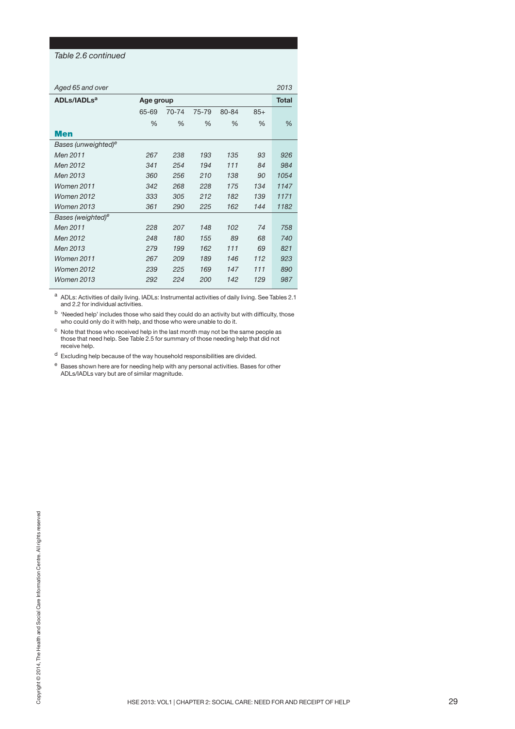*Table 2.6 continued*

| *Aged 65 and over* | | | | | | *2013* |
|---|---|---|---|---|---|---|
| **ADLs/IADLs[a]** | **Age group** | | | | | **Total** |
| | 65-69 | 70-74 | 75-79 | 80-84 | 85+ | |
| | % | % | % | % | % | % |
| **Men** | | | | | | |
| *Bases (unweighted)[e]* | | | | | | |
| *Men 2011* | *267* | *238* | *193* | *135* | *93* | *926* |
| *Men 2012* | *341* | *254* | *194* | *111* | *84* | *984* |
| *Men 2013* | *360* | *256* | *210* | *138* | *90* | *1054* |
| *Women 2011* | *342* | *268* | *228* | *175* | *134* | *1147* |
| *Women 2012* | *333* | *305* | *212* | *182* | *139* | *1171* |
| *Women 2013* | *361* | *290* | *225* | *162* | *144* | *1182* |
| *Bases (weighted)[e]* | | | | | | |
| *Men 2011* | *228* | *207* | *148* | *102* | *74* | *758* |
| *Men 2012* | *248* | *180* | *155* | *89* | *68* | *740* |
| *Men 2013* | *279* | *199* | *162* | *111* | *69* | *821* |
| *Women 2011* | *267* | *209* | *189* | *146* | *112* | *923* |
| *Women 2012* | *239* | *225* | *169* | *147* | *111* | *890* |
| *Women 2013* | *292* | *224* | *200* | *142* | *129* | *987* |

[a] ADLs: Activities of daily living. IADLs: Instrumental activities of daily living. See Tables 2.1 and 2.2 for individual activities.

[b] 'Needed help' includes those who said they could do an activity but with difficulty, those who could only do it with help, and those who were unable to do it.

[c] Note that those who received help in the last month may not be the same people as those that need help. See Table 2.5 for summary of those needing help that did not receive help.

[d] Excluding help because of the way household responsibilities are divided.

[e] Bases shown here are for needing help with any personal activities. Bases for other ADLs/IADLs vary but are of similar magnitude.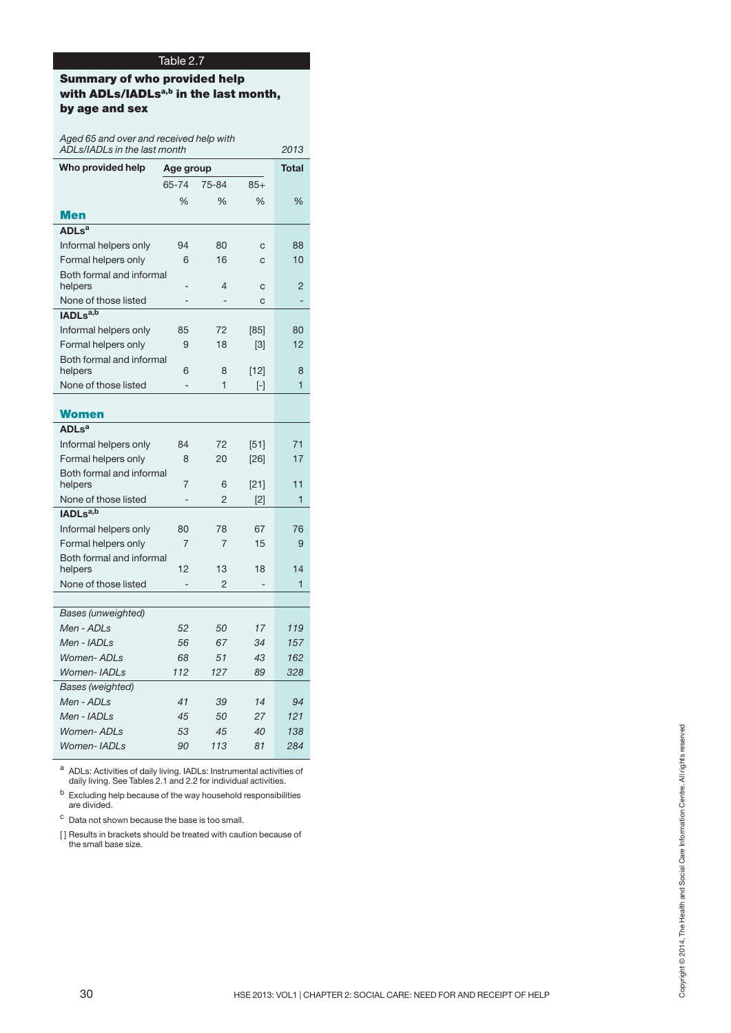Table 2.7

## Summary of who provided help with ADLs/IADLs[a,b] in the last month, by age and sex

*Aged 65 and over and received help with ADLs/IADLs in the last month* — 2013

| Who provided help | Age group | | | Total |
|---|---|---|---|---|
| | 65-74 | 75-84 | 85+ | |
| | % | % | % | % |
| **Men** | | | | |
| **ADLs[a]** | | | | |
| Informal helpers only | 94 | 80 | c | 88 |
| Formal helpers only | 6 | 16 | c | 10 |
| Both formal and informal helpers | - | 4 | c | 2 |
| None of those listed | - | - | c | - |
| **IADLs[a,b]** | | | | |
| Informal helpers only | 85 | 72 | [85] | 80 |
| Formal helpers only | 9 | 18 | [3] | 12 |
| Both formal and informal helpers | 6 | 8 | [12] | 8 |
| None of those listed | - | 1 | [-] | 1 |
| **Women** | | | | |
| **ADLs[a]** | | | | |
| Informal helpers only | 84 | 72 | [51] | 71 |
| Formal helpers only | 8 | 20 | [26] | 17 |
| Both formal and informal helpers | 7 | 6 | [21] | 11 |
| None of those listed | - | 2 | [2] | 1 |
| **IADLs[a,b]** | | | | |
| Informal helpers only | 80 | 78 | 67 | 76 |
| Formal helpers only | 7 | 7 | 15 | 9 |
| Both formal and informal helpers | 12 | 13 | 18 | 14 |
| None of those listed | - | 2 | - | 1 |
| *Bases (unweighted)* | | | | |
| *Men - ADLs* | *52* | *50* | *17* | *119* |
| *Men - IADLs* | *56* | *67* | *34* | *157* |
| *Women- ADLs* | *68* | *51* | *43* | *162* |
| *Women- IADLs* | *112* | *127* | *89* | *328* |
| *Bases (weighted)* | | | | |
| *Men - ADLs* | *41* | *39* | *14* | *94* |
| *Men - IADLs* | *45* | *50* | *27* | *121* |
| *Women- ADLs* | *53* | *45* | *40* | *138* |
| *Women- IADLs* | *90* | *113* | *81* | *284* |

[a] ADLs: Activities of daily living. IADLs: Instrumental activities of daily living. See Tables 2.1 and 2.2 for individual activities.

[b] Excluding help because of the way household responsibilities are divided.

[c] Data not shown because the base is too small.

[ ] Results in brackets should be treated with caution because of the small base size.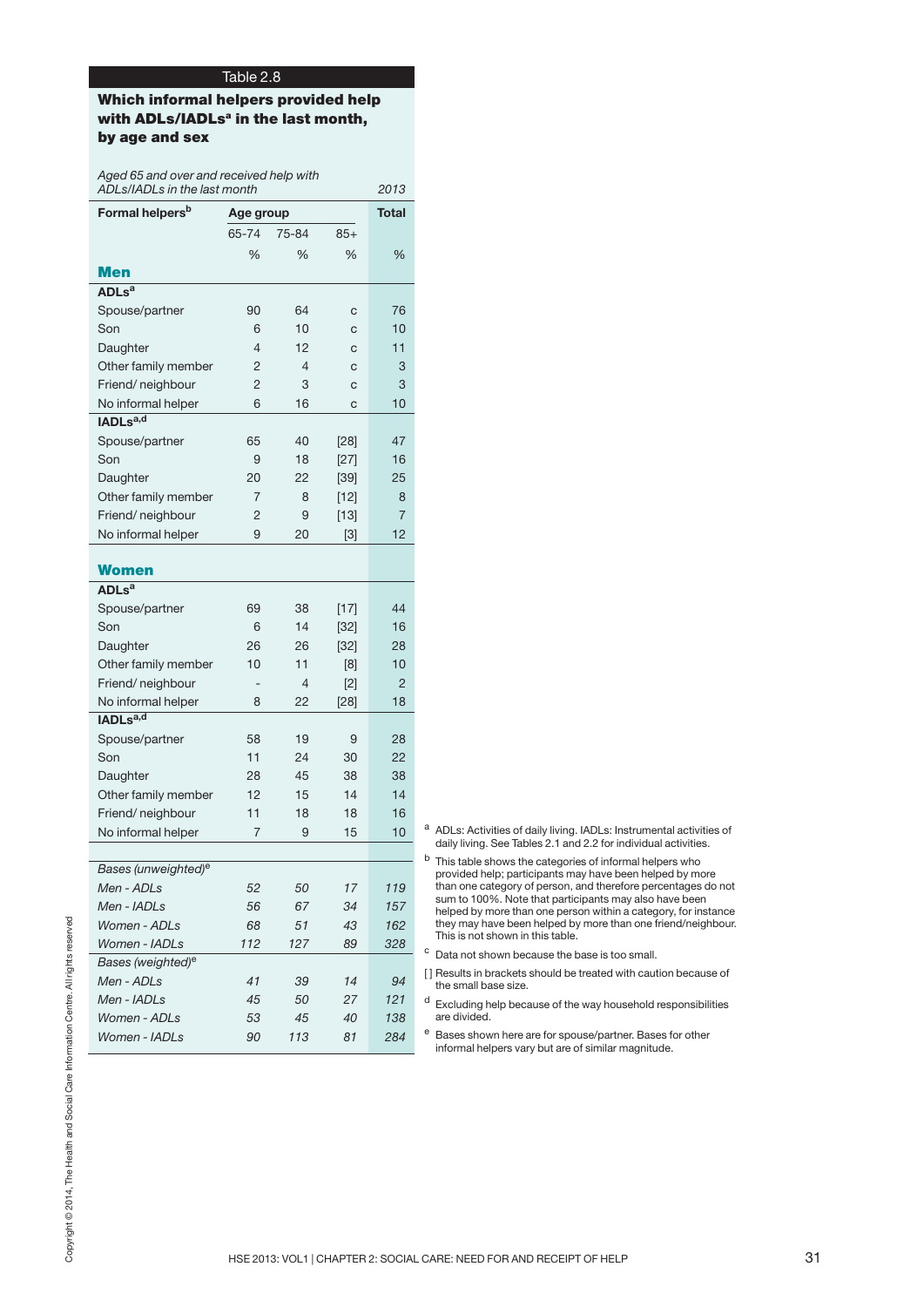Table 2.8

### Which informal helpers provided help with ADLs/IADLs[a] in the last month, by age and sex

*Aged 65 and over and received help with ADLs/IADLs in the last month* — 2013

| Formal helpers[b] | Age group | | | Total |
|---|---|---|---|---|
| | 65-74 | 75-84 | 85+ | |
| | % | % | % | % |
| **Men** | | | | |
| **ADLs[a]** | | | | |
| Spouse/partner | 90 | 64 | c | 76 |
| Son | 6 | 10 | c | 10 |
| Daughter | 4 | 12 | c | 11 |
| Other family member | 2 | 4 | c | 3 |
| Friend/ neighbour | 2 | 3 | c | 3 |
| No informal helper | 6 | 16 | c | 10 |
| **IADLs[a,d]** | | | | |
| Spouse/partner | 65 | 40 | [28] | 47 |
| Son | 9 | 18 | [27] | 16 |
| Daughter | 20 | 22 | [39] | 25 |
| Other family member | 7 | 8 | [12] | 8 |
| Friend/ neighbour | 2 | 9 | [13] | 7 |
| No informal helper | 9 | 20 | [3] | 12 |
| **Women** | | | | |
| **ADLs[a]** | | | | |
| Spouse/partner | 69 | 38 | [17] | 44 |
| Son | 6 | 14 | [32] | 16 |
| Daughter | 26 | 26 | [32] | 28 |
| Other family member | 10 | 11 | [8] | 10 |
| Friend/ neighbour | - | 4 | [2] | 2 |
| No informal helper | 8 | 22 | [28] | 18 |
| **IADLs[a,d]** | | | | |
| Spouse/partner | 58 | 19 | 9 | 28 |
| Son | 11 | 24 | 30 | 22 |
| Daughter | 28 | 45 | 38 | 38 |
| Other family member | 12 | 15 | 14 | 14 |
| Friend/ neighbour | 11 | 18 | 18 | 16 |
| No informal helper | 7 | 9 | 15 | 10 |
| *Bases (unweighted)[e]* | | | | |
| *Men - ADLs* | *52* | *50* | *17* | *119* |
| *Men - IADLs* | *56* | *67* | *34* | *157* |
| *Women - ADLs* | *68* | *51* | *43* | *162* |
| *Women - IADLs* | *112* | *127* | *89* | *328* |
| *Bases (weighted)[e]* | | | | |
| *Men - ADLs* | *41* | *39* | *14* | *94* |
| *Men - IADLs* | *45* | *50* | *27* | *121* |
| *Women - ADLs* | *53* | *45* | *40* | *138* |
| *Women - IADLs* | *90* | *113* | *81* | *284* |

[a] ADLs: Activities of daily living. IADLs: Instrumental activities of daily living. See Tables 2.1 and 2.2 for individual activities.

[b] This table shows the categories of informal helpers who provided help; participants may have been helped by more than one category of person, and therefore percentages do not sum to 100%. Note that participants may also have been helped by more than one person within a category, for instance they may have been helped by more than one friend/neighbour. This is not shown in this table.

[c] Data not shown because the base is too small.

[ ] Results in brackets should be treated with caution because of the small base size.

[d] Excluding help because of the way household responsibilities are divided.

[e] Bases shown here are for spouse/partner. Bases for other informal helpers vary but are of similar magnitude.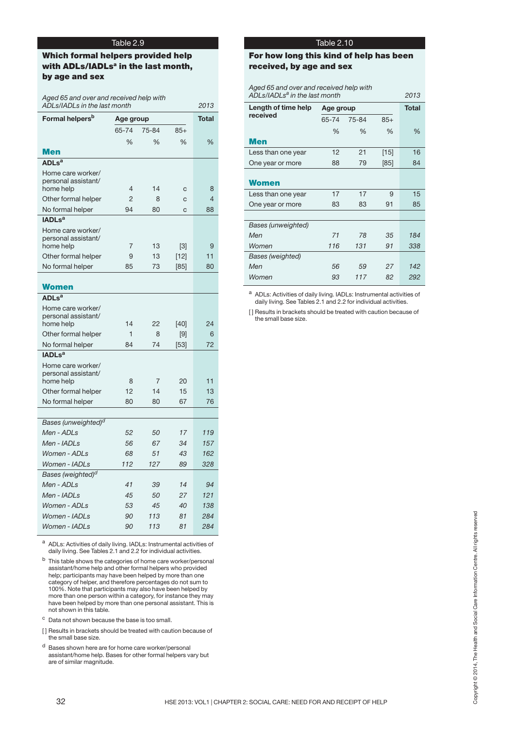## Table 2.9

### Which formal helpers provided help with ADLs/IADLs[a] in the last month, by age and sex

*Aged 65 and over and received help with ADLs/IADLs in the last month* — 2013

| Formal helpers[b] | Age group | | | Total |
|---|---|---|---|---|
| | 65-74 | 75-84 | 85+ | |
| | % | % | % | % |
| **Men** | | | | |
| **ADLs[a]** | | | | |
| Home care worker/ personal assistant/ home help | 4 | 14 | c | 8 |
| Other formal helper | 2 | 8 | c | 4 |
| No formal helper | 94 | 80 | c | 88 |
| **IADLs[a]** | | | | |
| Home care worker/ personal assistant/ home help | 7 | 13 | [3] | 9 |
| Other formal helper | 9 | 13 | [12] | 11 |
| No formal helper | 85 | 73 | [85] | 80 |
| **Women** | | | | |
| **ADLs[a]** | | | | |
| Home care worker/ personal assistant/ home help | 14 | 22 | [40] | 24 |
| Other formal helper | 1 | 8 | [9] | 6 |
| No formal helper | 84 | 74 | [53] | 72 |
| **IADLs[a]** | | | | |
| Home care worker/ personal assistant/ home help | 8 | 7 | 20 | 11 |
| Other formal helper | 12 | 14 | 15 | 13 |
| No formal helper | 80 | 80 | 67 | 76 |
| *Bases (unweighted)[d]* | | | | |
| *Men - ADLs* | *52* | *50* | *17* | *119* |
| *Men - IADLs* | *56* | *67* | *34* | *157* |
| *Women - ADLs* | *68* | *51* | *43* | *162* |
| *Women - IADLs* | *112* | *127* | *89* | *328* |
| *Bases (weighted)[d]* | | | | |
| *Men - ADLs* | *41* | *39* | *14* | *94* |
| *Men - IADLs* | *45* | *50* | *27* | *121* |
| *Women - ADLs* | *53* | *45* | *40* | *138* |
| *Women - IADLs* | *90* | *113* | *81* | *284* |
| *Women - IADLs* | *90* | *113* | *81* | *284* |

[a] ADLs: Activities of daily living. IADLs: Instrumental activities of daily living. See Tables 2.1 and 2.2 for individual activities.

[b] This table shows the categories of home care worker/personal assistant/home help and other formal helpers who provided help; participants may have been helped by more than one category of helper, and therefore percentages do not sum to 100%. Note that participants may also have been helped by more than one person within a category, for instance they may have been helped by more than one personal assistant. This is not shown in this table.

[c] Data not shown because the base is too small.

[ ] Results in brackets should be treated with caution because of the small base size.

[d] Bases shown here are for home care worker/personal assistant/home help. Bases for other formal helpers vary but are of similar magnitude.

## Table 2.10

### For how long this kind of help has been received, by age and sex

*Aged 65 and over and received help with ADLs[a] in the last month* — 2013

| Length of time help received | Age group | | | Total |
|---|---|---|---|---|
| | 65-74 | 75-84 | 85+ | |
| | % | % | % | % |
| **Men** | | | | |
| Less than one year | 12 | 21 | [15] | 16 |
| One year or more | 88 | 79 | [85] | 84 |
| **Women** | | | | |
| Less than one year | 17 | 17 | 9 | 15 |
| One year or more | 83 | 83 | 91 | 85 |
| *Bases (unweighted)* | | | | |
| *Men* | *71* | *78* | *35* | *184* |
| *Women* | *116* | *131* | *91* | *338* |
| *Bases (weighted)* | | | | |
| *Men* | *56* | *59* | *27* | *142* |
| *Women* | *93* | *117* | *82* | *292* |

[a] ADLs: Activities of daily living. IADLs: Instrumental activities of daily living. See Tables 2.1 and 2.2 for individual activities.

[ ] Results in brackets should be treated with caution because of the small base size.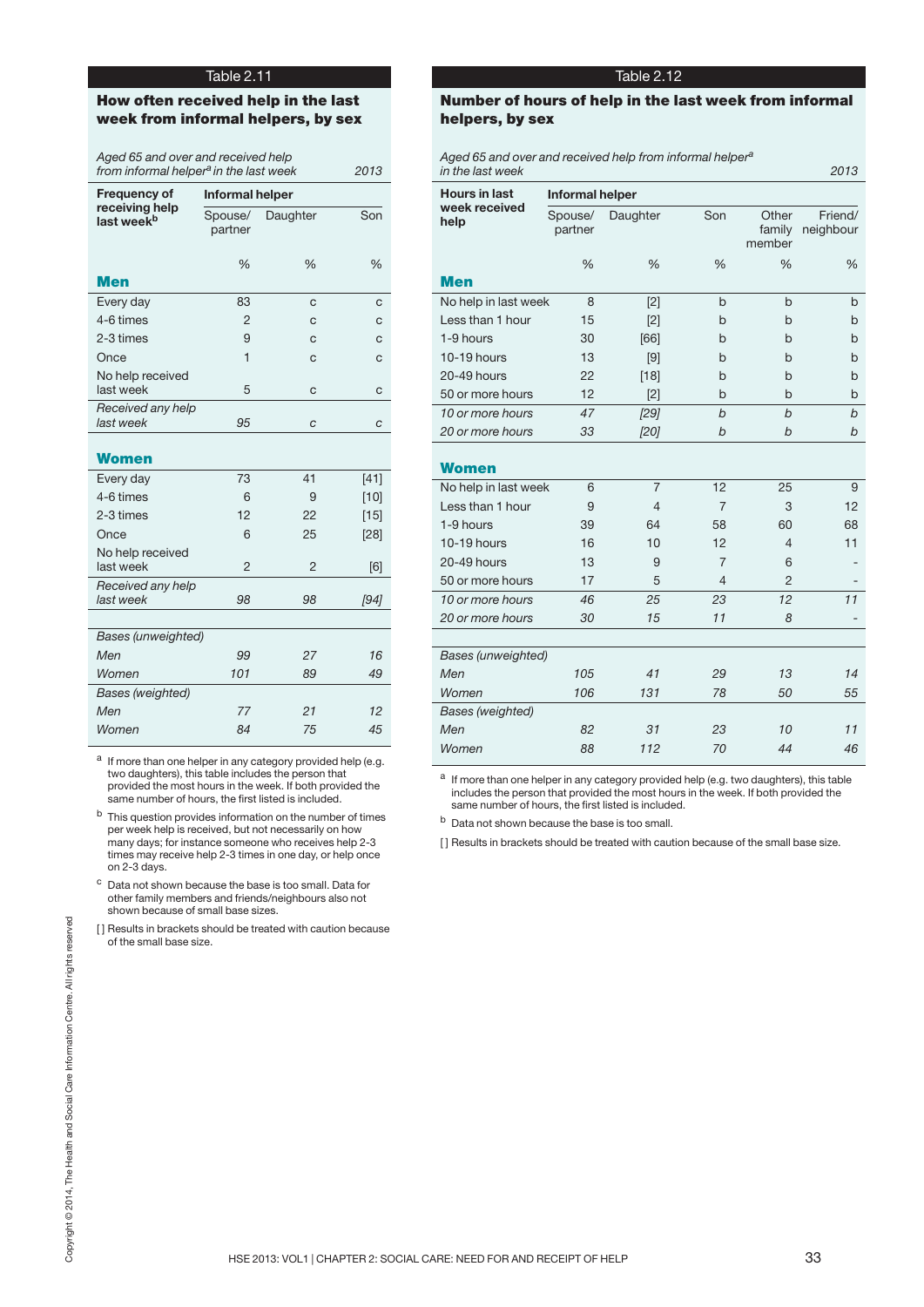## Table 2.11

### How often received help in the last week from informal helpers, by sex

*Aged 65 and over and received help from informal helper[a] in the last week* — *2013*

| Frequency of receiving help last week[b] | Informal helper | | |
|---|---|---|---|
| | Spouse/ partner | Daughter | Son |
| | % | % | % |
| **Men** | | | |
| Every day | 83 | c | c |
| 4-6 times | 2 | c | c |
| 2-3 times | 9 | c | c |
| Once | 1 | c | c |
| No help received last week | 5 | c | c |
| *Received any help last week* | *95* | *c* | *c* |
| **Women** | | | |
| Every day | 73 | 41 | [41] |
| 4-6 times | 6 | 9 | [10] |
| 2-3 times | 12 | 22 | [15] |
| Once | 6 | 25 | [28] |
| No help received last week | 2 | 2 | [6] |
| *Received any help last week* | *98* | *98* | *[94]* |
| *Bases (unweighted)* | | | |
| *Men* | *99* | *27* | *16* |
| *Women* | *101* | *89* | *49* |
| *Bases (weighted)* | | | |
| *Men* | *77* | *21* | *12* |
| *Women* | *84* | *75* | *45* |

[a] If more than one helper in any category provided help (e.g. two daughters), this table includes the person that provided the most hours in the week. If both provided the same number of hours, the first listed is included.

[b] This question provides information on the number of times per week help is received, but not necessarily on how many days; for instance someone who receives help 2-3 times may receive help 2-3 times in one day, or help once on 2-3 days.

[c] Data not shown because the base is too small. Data for other family members and friends/neighbours also not shown because of small base sizes.

[ ] Results in brackets should be treated with caution because of the small base size.

## Table 2.12

### Number of hours of help in the last week from informal helpers, by sex

*Aged 65 and over and received help from informal helper[a] in the last week* — *2013*

| Hours in last week received help | Informal helper | | | | |
|---|---|---|---|---|---|
| | Spouse/ partner | Daughter | Son | Other family member | Friend/ neighbour |
| | % | % | % | % | % |
| **Men** | | | | | |
| No help in last week | 8 | [2] | b | b | b |
| Less than 1 hour | 15 | [2] | b | b | b |
| 1-9 hours | 30 | [66] | b | b | b |
| 10-19 hours | 13 | [9] | b | b | b |
| 20-49 hours | 22 | [18] | b | b | b |
| 50 or more hours | 12 | [2] | b | b | b |
| *10 or more hours* | *47* | *[29]* | *b* | *b* | *b* |
| *20 or more hours* | *33* | *[20]* | *b* | *b* | *b* |
| **Women** | | | | | |
| No help in last week | 6 | 7 | 12 | 25 | 9 |
| Less than 1 hour | 9 | 4 | 7 | 3 | 12 |
| 1-9 hours | 39 | 64 | 58 | 60 | 68 |
| 10-19 hours | 16 | 10 | 12 | 4 | 11 |
| 20-49 hours | 13 | 9 | 7 | 6 | - |
| 50 or more hours | 17 | 5 | 4 | 2 | - |
| *10 or more hours* | *46* | *25* | *23* | *12* | *11* |
| *20 or more hours* | *30* | *15* | *11* | *8* | *-* |
| *Bases (unweighted)* | | | | | |
| *Men* | *105* | *41* | *29* | *13* | *14* |
| *Women* | *106* | *131* | *78* | *50* | *55* |
| *Bases (weighted)* | | | | | |
| *Men* | *82* | *31* | *23* | *10* | *11* |
| *Women* | *88* | *112* | *70* | *44* | *46* |

[a] If more than one helper in any category provided help (e.g. two daughters), this table includes the person that provided the most hours in the week. If both provided the same number of hours, the first listed is included.

[b] Data not shown because the base is too small.

[ ] Results in brackets should be treated with caution because of the small base size.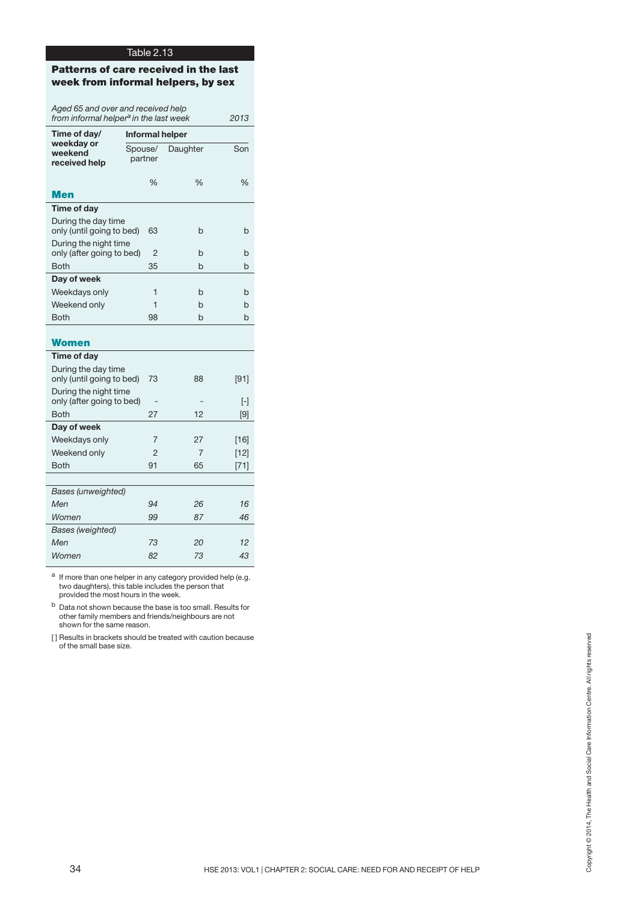## Table 2.13

### Patterns of care received in the last week from informal helpers, by sex

*Aged 65 and over and received help from informal helper[a] in the last week* — 2013

| Time of day/ weekday or weekend received help | Informal helper | | |
|---|---|---|---|
| | Spouse/ partner | Daughter | Son |
| | % | % | % |
| **Men** | | | |
| **Time of day** | | | |
| During the day time only (until going to bed) | 63 | b | b |
| During the night time only (after going to bed) | 2 | b | b |
| Both | 35 | b | b |
| **Day of week** | | | |
| Weekdays only | 1 | b | b |
| Weekend only | 1 | b | b |
| Both | 98 | b | b |
| **Women** | | | |
| **Time of day** | | | |
| During the day time only (until going to bed) | 73 | 88 | [91] |
| During the night time only (after going to bed) | - | - | [-] |
| Both | 27 | 12 | [9] |
| **Day of week** | | | |
| Weekdays only | 7 | 27 | [16] |
| Weekend only | 2 | 7 | [12] |
| Both | 91 | 65 | [71] |
| *Bases (unweighted)* | | | |
| *Men* | *94* | *26* | *16* |
| *Women* | *99* | *87* | *46* |
| *Bases (weighted)* | | | |
| *Men* | *73* | *20* | *12* |
| *Women* | *82* | *73* | *43* |

[a] If more than one helper in any category provided help (e.g. two daughters), this table includes the person that provided the most hours in the week.

[b] Data not shown because the base is too small. Results for other family members and friends/neighbours are not shown for the same reason.

[ ] Results in brackets should be treated with caution because of the small base size.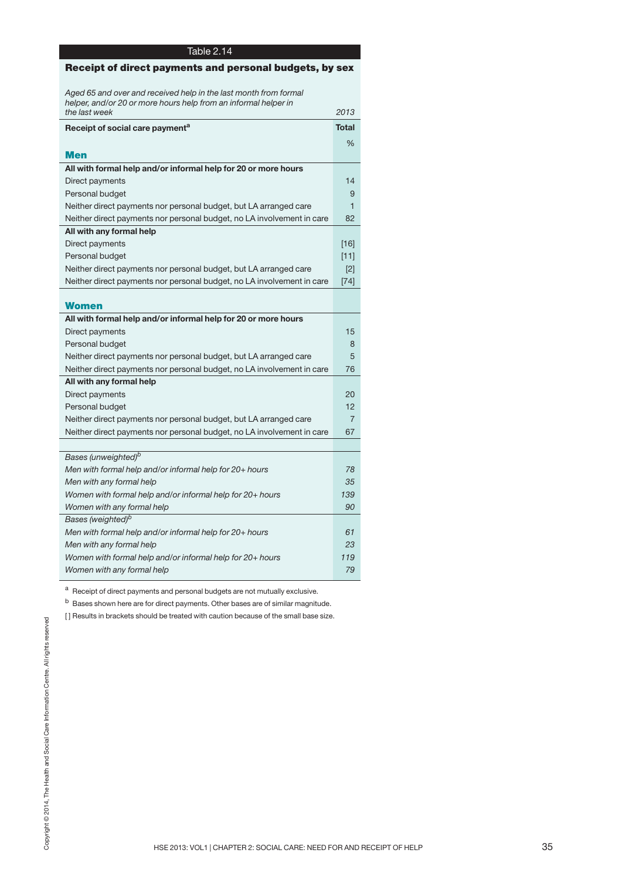## Table 2.14

### Receipt of direct payments and personal budgets, by sex

*Aged 65 and over and received help in the last month from formal helper, and/or 20 or more hours help from an informal helper in the last week* — *2013*

| Receipt of social care payment[a] | Total |
|---|---|
| | % |
| **Men** | |
| **All with formal help and/or informal help for 20 or more hours** | |
| Direct payments | 14 |
| Personal budget | 9 |
| Neither direct payments nor personal budget, but LA arranged care | 1 |
| Neither direct payments nor personal budget, no LA involvement in care | 82 |
| **All with any formal help** | |
| Direct payments | [16] |
| Personal budget | [11] |
| Neither direct payments nor personal budget, but LA arranged care | [2] |
| Neither direct payments nor personal budget, no LA involvement in care | [74] |
| **Women** | |
| **All with formal help and/or informal help for 20 or more hours** | |
| Direct payments | 15 |
| Personal budget | 8 |
| Neither direct payments nor personal budget, but LA arranged care | 5 |
| Neither direct payments nor personal budget, no LA involvement in care | 76 |
| **All with any formal help** | |
| Direct payments | 20 |
| Personal budget | 12 |
| Neither direct payments nor personal budget, but LA arranged care | 7 |
| Neither direct payments nor personal budget, no LA involvement in care | 67 |
| *Bases (unweighted)[b]* | |
| *Men with formal help and/or informal help for 20+ hours* | *78* |
| *Men with any formal help* | *35* |
| *Women with formal help and/or informal help for 20+ hours* | *139* |
| *Women with any formal help* | *90* |
| *Bases (weighted)[b]* | |
| *Men with formal help and/or informal help for 20+ hours* | *61* |
| *Men with any formal help* | *23* |
| *Women with formal help and/or informal help for 20+ hours* | *119* |
| *Women with any formal help* | *79* |

[a] Receipt of direct payments and personal budgets are not mutually exclusive.

[b] Bases shown here are for direct payments. Other bases are of similar magnitude.

[ ] Results in brackets should be treated with caution because of the small base size.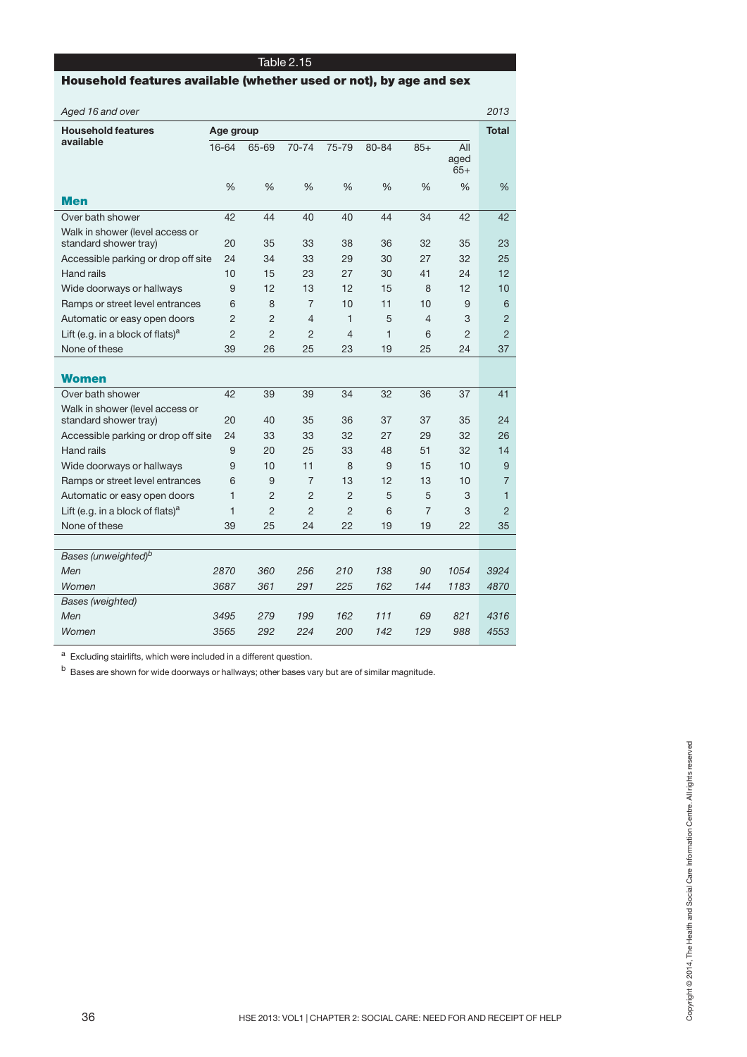Table 2.15

**Household features available (whether used or not), by age and sex**

*Aged 16 and over* — *2013*

| Household features available | Age group | | | | | | | Total |
|---|---|---|---|---|---|---|---|---|
| | 16-64 | 65-69 | 70-74 | 75-79 | 80-84 | 85+ | All aged 65+ | |
| | % | % | % | % | % | % | % | % |
| **Men** | | | | | | | | |
| Over bath shower | 42 | 44 | 40 | 40 | 44 | 34 | 42 | 42 |
| Walk in shower (level access or standard shower tray) | 20 | 35 | 33 | 38 | 36 | 32 | 35 | 23 |
| Accessible parking or drop off site | 24 | 34 | 33 | 29 | 30 | 27 | 32 | 25 |
| Hand rails | 10 | 15 | 23 | 27 | 30 | 41 | 24 | 12 |
| Wide doorways or hallways | 9 | 12 | 13 | 12 | 15 | 8 | 12 | 10 |
| Ramps or street level entrances | 6 | 8 | 7 | 10 | 11 | 10 | 9 | 6 |
| Automatic or easy open doors | 2 | 2 | 4 | 1 | 5 | 4 | 3 | 2 |
| Lift (e.g. in a block of flats)[a] | 2 | 2 | 2 | 4 | 1 | 6 | 2 | 2 |
| None of these | 39 | 26 | 25 | 23 | 19 | 25 | 24 | 37 |
| **Women** | | | | | | | | |
| Over bath shower | 42 | 39 | 39 | 34 | 32 | 36 | 37 | 41 |
| Walk in shower (level access or standard shower tray) | 20 | 40 | 35 | 36 | 37 | 37 | 35 | 24 |
| Accessible parking or drop off site | 24 | 33 | 33 | 32 | 27 | 29 | 32 | 26 |
| Hand rails | 9 | 20 | 25 | 33 | 48 | 51 | 32 | 14 |
| Wide doorways or hallways | 9 | 10 | 11 | 8 | 9 | 15 | 10 | 9 |
| Ramps or street level entrances | 6 | 9 | 7 | 13 | 12 | 13 | 10 | 7 |
| Automatic or easy open doors | 1 | 2 | 2 | 2 | 5 | 5 | 3 | 1 |
| Lift (e.g. in a block of flats)[a] | 1 | 2 | 2 | 2 | 6 | 7 | 3 | 2 |
| None of these | 39 | 25 | 24 | 22 | 19 | 19 | 22 | 35 |
| *Bases (unweighted)[b]* | | | | | | | | |
| *Men* | *2870* | *360* | *256* | *210* | *138* | *90* | *1054* | *3924* |
| *Women* | *3687* | *361* | *291* | *225* | *162* | *144* | *1183* | *4870* |
| *Bases (weighted)* | | | | | | | | |
| *Men* | *3495* | *279* | *199* | *162* | *111* | *69* | *821* | *4316* |
| *Women* | *3565* | *292* | *224* | *200* | *142* | *129* | *988* | *4553* |

[a] Excluding stairlifts, which were included in a different question.

[b] Bases are shown for wide doorways or hallways; other bases vary but are of similar magnitude.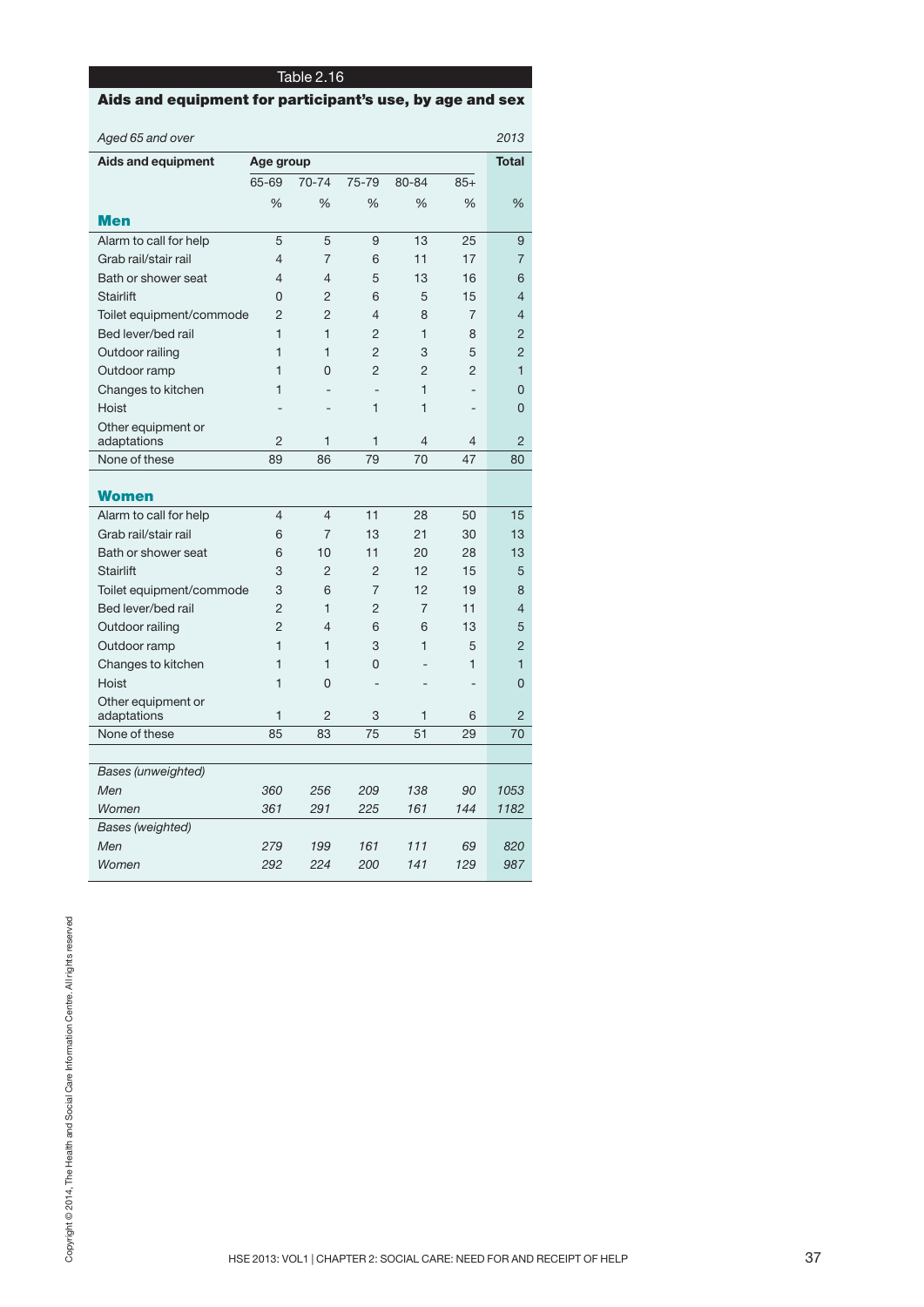Table 2.16

## Aids and equipment for participant's use, by age and sex

*Aged 65 and over* *2013*

| Aids and equipment | Age group | | | | | Total |
|---|---|---|---|---|---|---|
| | 65-69 | 70-74 | 75-79 | 80-84 | 85+ | |
| | % | % | % | % | % | % |
| **Men** | | | | | | |
| Alarm to call for help | 5 | 5 | 9 | 13 | 25 | 9 |
| Grab rail/stair rail | 4 | 7 | 6 | 11 | 17 | 7 |
| Bath or shower seat | 4 | 4 | 5 | 13 | 16 | 6 |
| Stairlift | 0 | 2 | 6 | 5 | 15 | 4 |
| Toilet equipment/commode | 2 | 2 | 4 | 8 | 7 | 4 |
| Bed lever/bed rail | 1 | 1 | 2 | 1 | 8 | 2 |
| Outdoor railing | 1 | 1 | 2 | 3 | 5 | 2 |
| Outdoor ramp | 1 | 0 | 2 | 2 | 2 | 1 |
| Changes to kitchen | 1 | - | - | 1 | - | 0 |
| Hoist | - | - | 1 | 1 | - | 0 |
| Other equipment or adaptations | 2 | 1 | 1 | 4 | 4 | 2 |
| None of these | 89 | 86 | 79 | 70 | 47 | 80 |
| **Women** | | | | | | |
| Alarm to call for help | 4 | 4 | 11 | 28 | 50 | 15 |
| Grab rail/stair rail | 6 | 7 | 13 | 21 | 30 | 13 |
| Bath or shower seat | 6 | 10 | 11 | 20 | 28 | 13 |
| Stairlift | 3 | 2 | 2 | 12 | 15 | 5 |
| Toilet equipment/commode | 3 | 6 | 7 | 12 | 19 | 8 |
| Bed lever/bed rail | 2 | 1 | 2 | 7 | 11 | 4 |
| Outdoor railing | 2 | 4 | 6 | 6 | 13 | 5 |
| Outdoor ramp | 1 | 1 | 3 | 1 | 5 | 2 |
| Changes to kitchen | 1 | 1 | 0 | - | 1 | 1 |
| Hoist | 1 | 0 | - | - | - | 0 |
| Other equipment or adaptations | 1 | 2 | 3 | 1 | 6 | 2 |
| None of these | 85 | 83 | 75 | 51 | 29 | 70 |
| *Bases (unweighted)* | | | | | | |
| *Men* | *360* | *256* | *209* | *138* | *90* | *1053* |
| *Women* | *361* | *291* | *225* | *161* | *144* | *1182* |
| *Bases (weighted)* | | | | | | |
| *Men* | *279* | *199* | *161* | *111* | *69* | *820* |
| *Women* | *292* | *224* | *200* | *141* | *129* | *987* |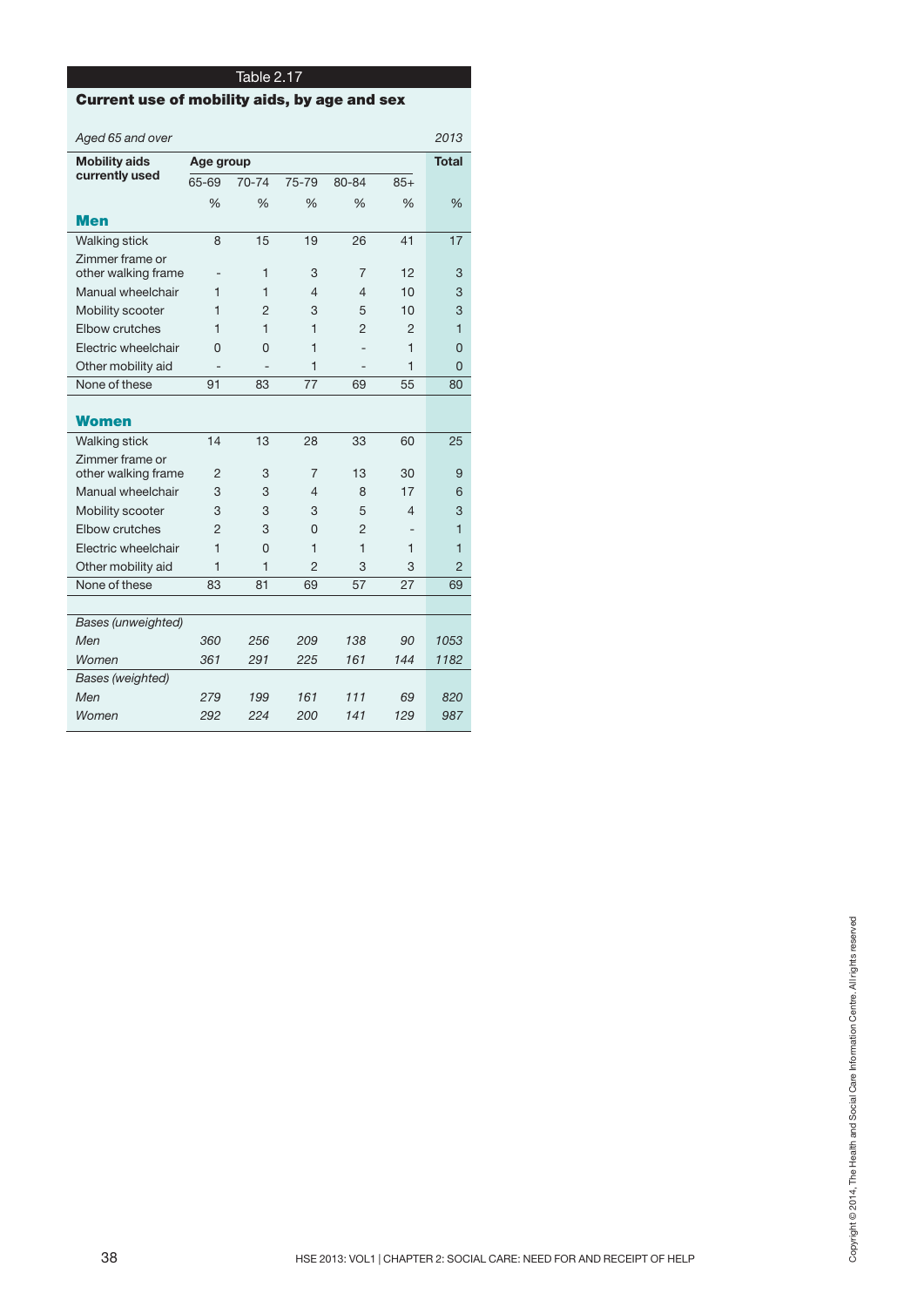Table 2.17

**Current use of mobility aids, by age and sex**

| *Aged 65 and over* | | | | | | *2013* |
|---|---|---|---|---|---|---|
| **Mobility aids currently used** | **Age group** | | | | | **Total** |
| | 65-69 | 70-74 | 75-79 | 80-84 | 85+ | |
| | % | % | % | % | % | % |
| **Men** | | | | | | |
| Walking stick | 8 | 15 | 19 | 26 | 41 | 17 |
| Zimmer frame or other walking frame | - | 1 | 3 | 7 | 12 | 3 |
| Manual wheelchair | 1 | 1 | 4 | 4 | 10 | 3 |
| Mobility scooter | 1 | 2 | 3 | 5 | 10 | 3 |
| Elbow crutches | 1 | 1 | 1 | 2 | 2 | 1 |
| Electric wheelchair | 0 | 0 | 1 | - | 1 | 0 |
| Other mobility aid | - | - | 1 | - | 1 | 0 |
| None of these | 91 | 83 | 77 | 69 | 55 | 80 |
| **Women** | | | | | | |
| Walking stick | 14 | 13 | 28 | 33 | 60 | 25 |
| Zimmer frame or other walking frame | 2 | 3 | 7 | 13 | 30 | 9 |
| Manual wheelchair | 3 | 3 | 4 | 8 | 17 | 6 |
| Mobility scooter | 3 | 3 | 3 | 5 | 4 | 3 |
| Elbow crutches | 2 | 3 | 0 | 2 | - | 1 |
| Electric wheelchair | 1 | 0 | 1 | 1 | 1 | 1 |
| Other mobility aid | 1 | 1 | 2 | 3 | 3 | 2 |
| None of these | 83 | 81 | 69 | 57 | 27 | 69 |
| *Bases (unweighted)* | | | | | | |
| *Men* | *360* | *256* | *209* | *138* | *90* | *1053* |
| *Women* | *361* | *291* | *225* | *161* | *144* | *1182* |
| *Bases (weighted)* | | | | | | |
| *Men* | *279* | *199* | *161* | *111* | *69* | *820* |
| *Women* | *292* | *224* | *200* | *141* | *129* | *987* |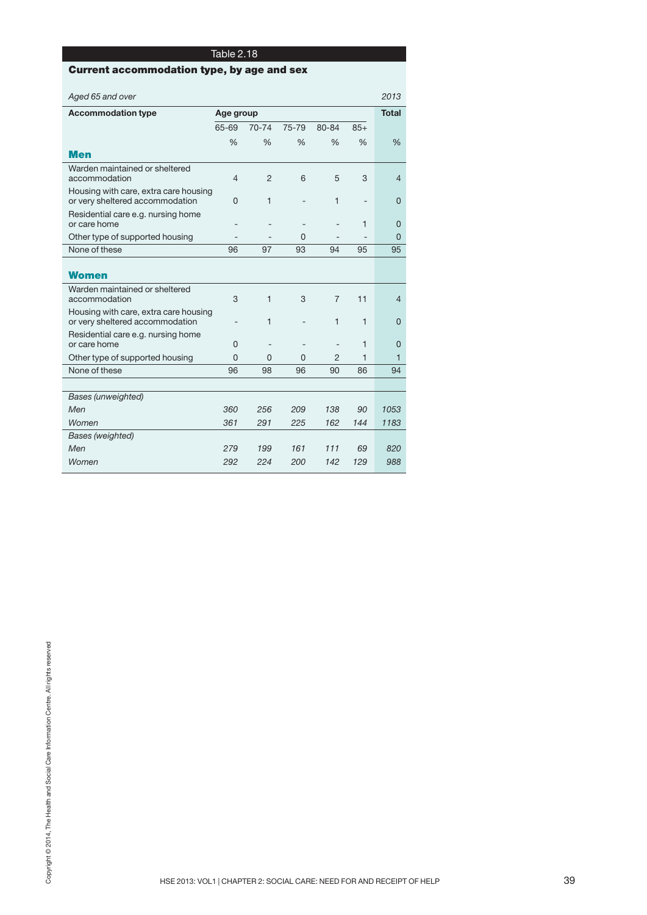Table 2.18

**Current accommodation type, by age and sex**

| Aged 65 and over | | | | | | 2013 |
|---|---|---|---|---|---|---|
| **Accommodation type** | **Age group** | | | | | **Total** |
| | 65-69 | 70-74 | 75-79 | 80-84 | 85+ | |
| | % | % | % | % | % | % |
| **Men** | | | | | | |
| Warden maintained or sheltered accommodation | 4 | 2 | 6 | 5 | 3 | 4 |
| Housing with care, extra care housing or very sheltered accommodation | 0 | 1 | - | 1 | - | 0 |
| Residential care e.g. nursing home or care home | - | - | - | - | 1 | 0 |
| Other type of supported housing | - | - | 0 | - | - | 0 |
| None of these | 96 | 97 | 93 | 94 | 95 | 95 |
| **Women** | | | | | | |
| Warden maintained or sheltered accommodation | 3 | 1 | 3 | 7 | 11 | 4 |
| Housing with care, extra care housing or very sheltered accommodation | - | 1 | - | 1 | 1 | 0 |
| Residential care e.g. nursing home or care home | 0 | - | - | - | 1 | 0 |
| Other type of supported housing | 0 | 0 | 0 | 2 | 1 | 1 |
| None of these | 96 | 98 | 96 | 90 | 86 | 94 |
| *Bases (unweighted)* | | | | | | |
| *Men* | *360* | *256* | *209* | *138* | *90* | *1053* |
| *Women* | *361* | *291* | *225* | *162* | *144* | *1183* |
| *Bases (weighted)* | | | | | | |
| *Men* | *279* | *199* | *161* | *111* | *69* | *820* |
| *Women* | *292* | *224* | *200* | *142* | *129* | *988* |

Copyright © 2014, The Health and Social Care Information Centre. All rights reserved